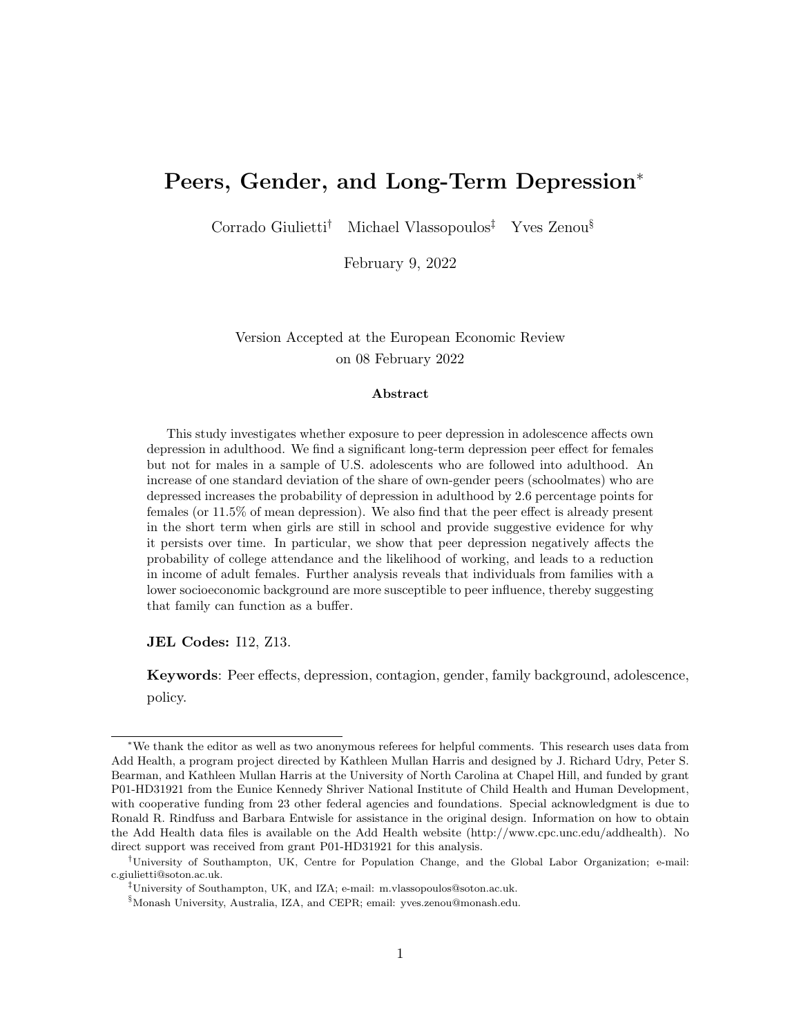# Peers, Gender, and Long-Term Depression*

Corrado Giulietti[†] Michael Vlassopoulos[‡] Yves Zenou[§]

February 9, 2022

Version Accepted at the European Economic Review
on 08 February 2022

### Abstract

This study investigates whether exposure to peer depression in adolescence affects own depression in adulthood. We find a significant long-term depression peer effect for females but not for males in a sample of U.S. adolescents who are followed into adulthood. An increase of one standard deviation of the share of own-gender peers (schoolmates) who are depressed increases the probability of depression in adulthood by 2.6 percentage points for females (or 11.5% of mean depression). We also find that the peer effect is already present in the short term when girls are still in school and provide suggestive evidence for why it persists over time. In particular, we show that peer depression negatively affects the probability of college attendance and the likelihood of working, and leads to a reduction in income of adult females. Further analysis reveals that individuals from families with a lower socioeconomic background are more susceptible to peer influence, thereby suggesting that family can function as a buffer.

**JEL Codes:** I12, Z13.

**Keywords**: Peer effects, depression, contagion, gender, family background, adolescence, policy.

---

*We thank the editor as well as two anonymous referees for helpful comments. This research uses data from Add Health, a program project directed by Kathleen Mullan Harris and designed by J. Richard Udry, Peter S. Bearman, and Kathleen Mullan Harris at the University of North Carolina at Chapel Hill, and funded by grant P01-HD31921 from the Eunice Kennedy Shriver National Institute of Child Health and Human Development, with cooperative funding from 23 other federal agencies and foundations. Special acknowledgment is due to Ronald R. Rindfuss and Barbara Entwisle for assistance in the original design. Information on how to obtain the Add Health data files is available on the Add Health website (http://www.cpc.unc.edu/addhealth). No direct support was received from grant P01-HD31921 for this analysis.

[†]University of Southampton, UK, Centre for Population Change, and the Global Labor Organization; e-mail: c.giulietti@soton.ac.uk.

[‡]University of Southampton, UK, and IZA; e-mail: m.vlassopoulos@soton.ac.uk.

[§]Monash University, Australia, IZA, and CEPR; email: yves.zenou@monash.edu.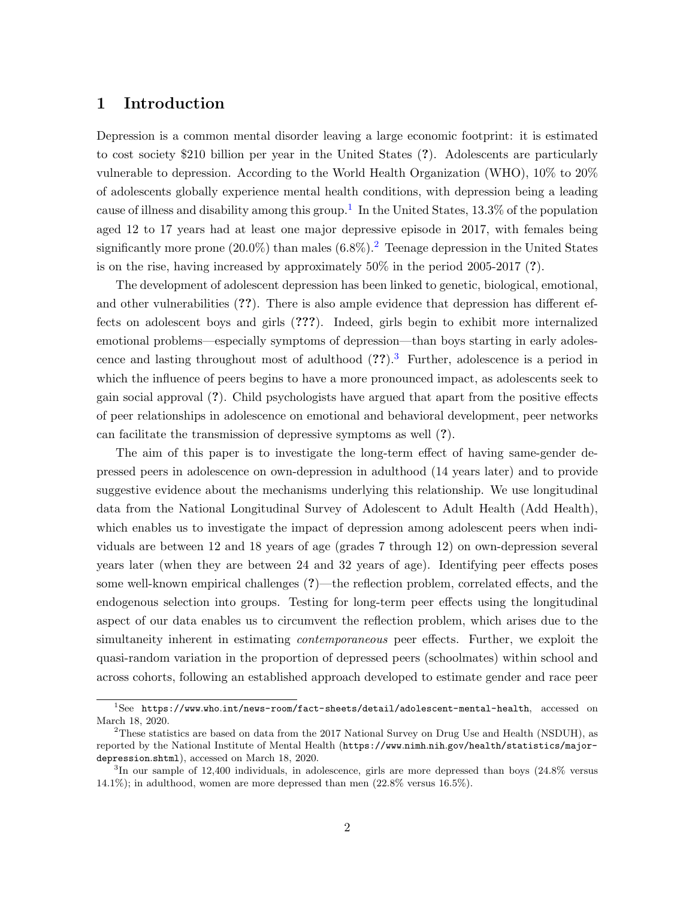# 1 Introduction

Depression is a common mental disorder leaving a large economic footprint: it is estimated to cost society $210 billion per year in the United States (**?**). Adolescents are particularly vulnerable to depression. According to the World Health Organization (WHO), 10% to 20% of adolescents globally experience mental health conditions, with depression being a leading cause of illness and disability among this group.[1] In the United States, 13.3% of the population aged 12 to 17 years had at least one major depressive episode in 2017, with females being significantly more prone (20.0%) than males (6.8%).[2] Teenage depression in the United States is on the rise, having increased by approximately 50% in the period 2005-2017 (**?**).

The development of adolescent depression has been linked to genetic, biological, emotional, and other vulnerabilities (**??**). There is also ample evidence that depression has different effects on adolescent boys and girls (**???**). Indeed, girls begin to exhibit more internalized emotional problems—especially symptoms of depression—than boys starting in early adolescence and lasting throughout most of adulthood (**??**).[3] Further, adolescence is a period in which the influence of peers begins to have a more pronounced impact, as adolescents seek to gain social approval (**?**). Child psychologists have argued that apart from the positive effects of peer relationships in adolescence on emotional and behavioral development, peer networks can facilitate the transmission of depressive symptoms as well (**?**).

The aim of this paper is to investigate the long-term effect of having same-gender depressed peers in adolescence on own-depression in adulthood (14 years later) and to provide suggestive evidence about the mechanisms underlying this relationship. We use longitudinal data from the National Longitudinal Survey of Adolescent to Adult Health (Add Health), which enables us to investigate the impact of depression among adolescent peers when individuals are between 12 and 18 years of age (grades 7 through 12) on own-depression several years later (when they are between 24 and 32 years of age). Identifying peer effects poses some well-known empirical challenges (**?**)—the reflection problem, correlated effects, and the endogenous selection into groups. Testing for long-term peer effects using the longitudinal aspect of our data enables us to circumvent the reflection problem, which arises due to the simultaneity inherent in estimating *contemporaneous* peer effects. Further, we exploit the quasi-random variation in the proportion of depressed peers (schoolmates) within school and across cohorts, following an established approach developed to estimate gender and race peer

---

[1] See `https://www.who.int/news-room/fact-sheets/detail/adolescent-mental-health`, accessed on March 18, 2020.

[2] These statistics are based on data from the 2017 National Survey on Drug Use and Health (NSDUH), as reported by the National Institute of Mental Health (`https://www.nimh.nih.gov/health/statistics/major-depression.shtml`), accessed on March 18, 2020.

[3] In our sample of 12,400 individuals, in adolescence, girls are more depressed than boys (24.8% versus 14.1%); in adulthood, women are more depressed than men (22.8% versus 16.5%).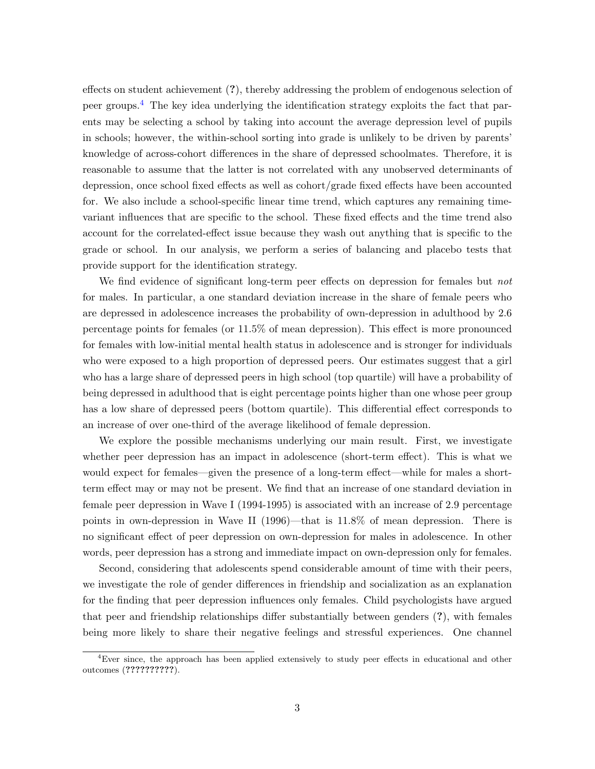effects on student achievement (**?**), thereby addressing the problem of endogenous selection of peer groups.[4] The key idea underlying the identification strategy exploits the fact that parents may be selecting a school by taking into account the average depression level of pupils in schools; however, the within-school sorting into grade is unlikely to be driven by parents' knowledge of across-cohort differences in the share of depressed schoolmates. Therefore, it is reasonable to assume that the latter is not correlated with any unobserved determinants of depression, once school fixed effects as well as cohort/grade fixed effects have been accounted for. We also include a school-specific linear time trend, which captures any remaining time-variant influences that are specific to the school. These fixed effects and the time trend also account for the correlated-effect issue because they wash out anything that is specific to the grade or school. In our analysis, we perform a series of balancing and placebo tests that provide support for the identification strategy.

We find evidence of significant long-term peer effects on depression for females but *not* for males. In particular, a one standard deviation increase in the share of female peers who are depressed in adolescence increases the probability of own-depression in adulthood by 2.6 percentage points for females (or 11.5% of mean depression). This effect is more pronounced for females with low-initial mental health status in adolescence and is stronger for individuals who were exposed to a high proportion of depressed peers. Our estimates suggest that a girl who has a large share of depressed peers in high school (top quartile) will have a probability of being depressed in adulthood that is eight percentage points higher than one whose peer group has a low share of depressed peers (bottom quartile). This differential effect corresponds to an increase of over one-third of the average likelihood of female depression.

We explore the possible mechanisms underlying our main result. First, we investigate whether peer depression has an impact in adolescence (short-term effect). This is what we would expect for females—given the presence of a long-term effect—while for males a short-term effect may or may not be present. We find that an increase of one standard deviation in female peer depression in Wave I (1994-1995) is associated with an increase of 2.9 percentage points in own-depression in Wave II (1996)—that is 11.8% of mean depression. There is no significant effect of peer depression on own-depression for males in adolescence. In other words, peer depression has a strong and immediate impact on own-depression only for females.

Second, considering that adolescents spend considerable amount of time with their peers, we investigate the role of gender differences in friendship and socialization as an explanation for the finding that peer depression influences only females. Child psychologists have argued that peer and friendship relationships differ substantially between genders (**?**), with females being more likely to share their negative feelings and stressful experiences. One channel

[4] Ever since, the approach has been applied extensively to study peer effects in educational and other outcomes (**??????????**).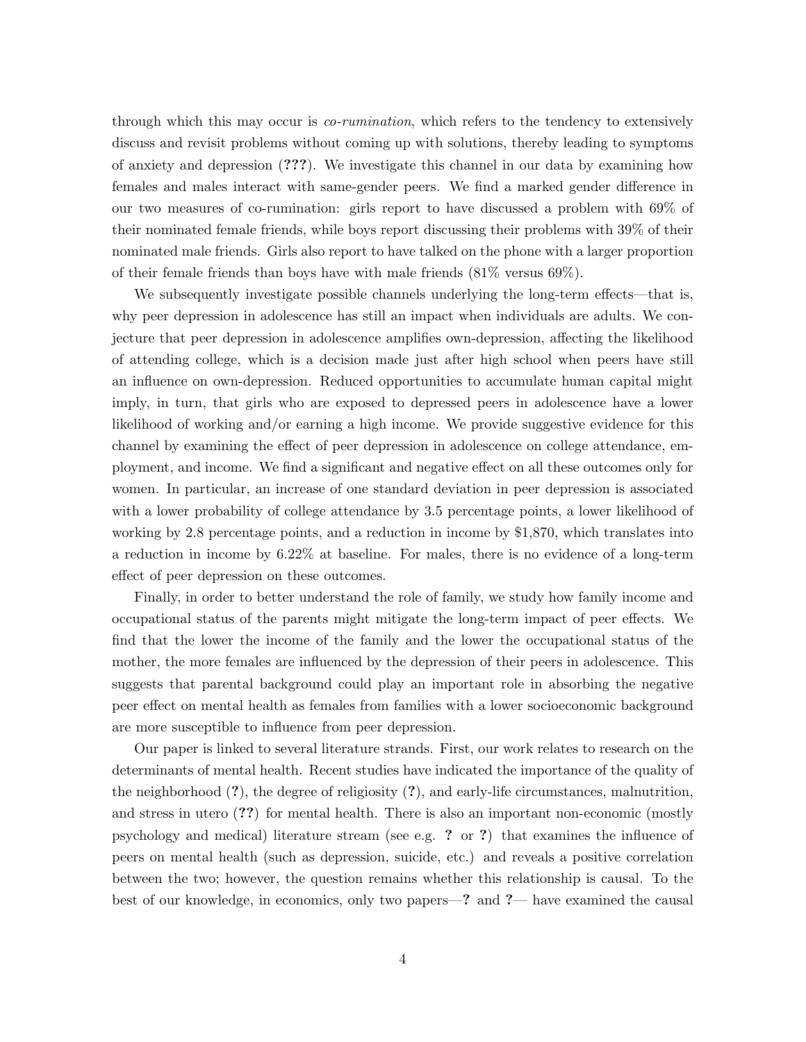through which this may occur is *co-rumination*, which refers to the tendency to extensively discuss and revisit problems without coming up with solutions, thereby leading to symptoms of anxiety and depression (**???**). We investigate this channel in our data by examining how females and males interact with same-gender peers. We find a marked gender difference in our two measures of co-rumination: girls report to have discussed a problem with 69% of their nominated female friends, while boys report discussing their problems with 39% of their nominated male friends. Girls also report to have talked on the phone with a larger proportion of their female friends than boys have with male friends (81% versus 69%).

We subsequently investigate possible channels underlying the long-term effects—that is, why peer depression in adolescence has still an impact when individuals are adults. We conjecture that peer depression in adolescence amplifies own-depression, affecting the likelihood of attending college, which is a decision made just after high school when peers have still an influence on own-depression. Reduced opportunities to accumulate human capital might imply, in turn, that girls who are exposed to depressed peers in adolescence have a lower likelihood of working and/or earning a high income. We provide suggestive evidence for this channel by examining the effect of peer depression in adolescence on college attendance, employment, and income. We find a significant and negative effect on all these outcomes only for women. In particular, an increase of one standard deviation in peer depression is associated with a lower probability of college attendance by 3.5 percentage points, a lower likelihood of working by 2.8 percentage points, and a reduction in income by $1,870, which translates into a reduction in income by 6.22% at baseline. For males, there is no evidence of a long-term effect of peer depression on these outcomes.

Finally, in order to better understand the role of family, we study how family income and occupational status of the parents might mitigate the long-term impact of peer effects. We find that the lower the income of the family and the lower the occupational status of the mother, the more females are influenced by the depression of their peers in adolescence. This suggests that parental background could play an important role in absorbing the negative peer effect on mental health as females from families with a lower socioeconomic background are more susceptible to influence from peer depression.

Our paper is linked to several literature strands. First, our work relates to research on the determinants of mental health. Recent studies have indicated the importance of the quality of the neighborhood (**?**), the degree of religiosity (**?**), and early-life circumstances, malnutrition, and stress in utero (**??**) for mental health. There is also an important non-economic (mostly psychology and medical) literature stream (see e.g. **?** or **?**) that examines the influence of peers on mental health (such as depression, suicide, etc.) and reveals a positive correlation between the two; however, the question remains whether this relationship is causal. To the best of our knowledge, in economics, only two papers—**?** and **?**— have examined the causal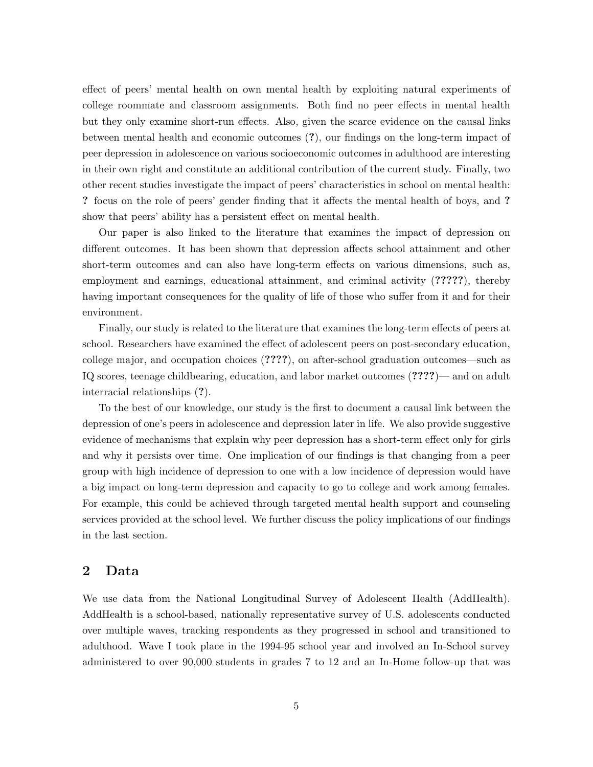effect of peers' mental health on own mental health by exploiting natural experiments of college roommate and classroom assignments. Both find no peer effects in mental health but they only examine short-run effects. Also, given the scarce evidence on the causal links between mental health and economic outcomes (**?**), our findings on the long-term impact of peer depression in adolescence on various socioeconomic outcomes in adulthood are interesting in their own right and constitute an additional contribution of the current study. Finally, two other recent studies investigate the impact of peers' characteristics in school on mental health: **?** focus on the role of peers' gender finding that it affects the mental health of boys, and **?** show that peers' ability has a persistent effect on mental health.

Our paper is also linked to the literature that examines the impact of depression on different outcomes. It has been shown that depression affects school attainment and other short-term outcomes and can also have long-term effects on various dimensions, such as, employment and earnings, educational attainment, and criminal activity (**?????**), thereby having important consequences for the quality of life of those who suffer from it and for their environment.

Finally, our study is related to the literature that examines the long-term effects of peers at school. Researchers have examined the effect of adolescent peers on post-secondary education, college major, and occupation choices (**????**), on after-school graduation outcomes—such as IQ scores, teenage childbearing, education, and labor market outcomes (**????**)— and on adult interracial relationships (**?**).

To the best of our knowledge, our study is the first to document a causal link between the depression of one's peers in adolescence and depression later in life. We also provide suggestive evidence of mechanisms that explain why peer depression has a short-term effect only for girls and why it persists over time. One implication of our findings is that changing from a peer group with high incidence of depression to one with a low incidence of depression would have a big impact on long-term depression and capacity to go to college and work among females. For example, this could be achieved through targeted mental health support and counseling services provided at the school level. We further discuss the policy implications of our findings in the last section.

## 2 Data

We use data from the National Longitudinal Survey of Adolescent Health (AddHealth). AddHealth is a school-based, nationally representative survey of U.S. adolescents conducted over multiple waves, tracking respondents as they progressed in school and transitioned to adulthood. Wave I took place in the 1994-95 school year and involved an In-School survey administered to over 90,000 students in grades 7 to 12 and an In-Home follow-up that was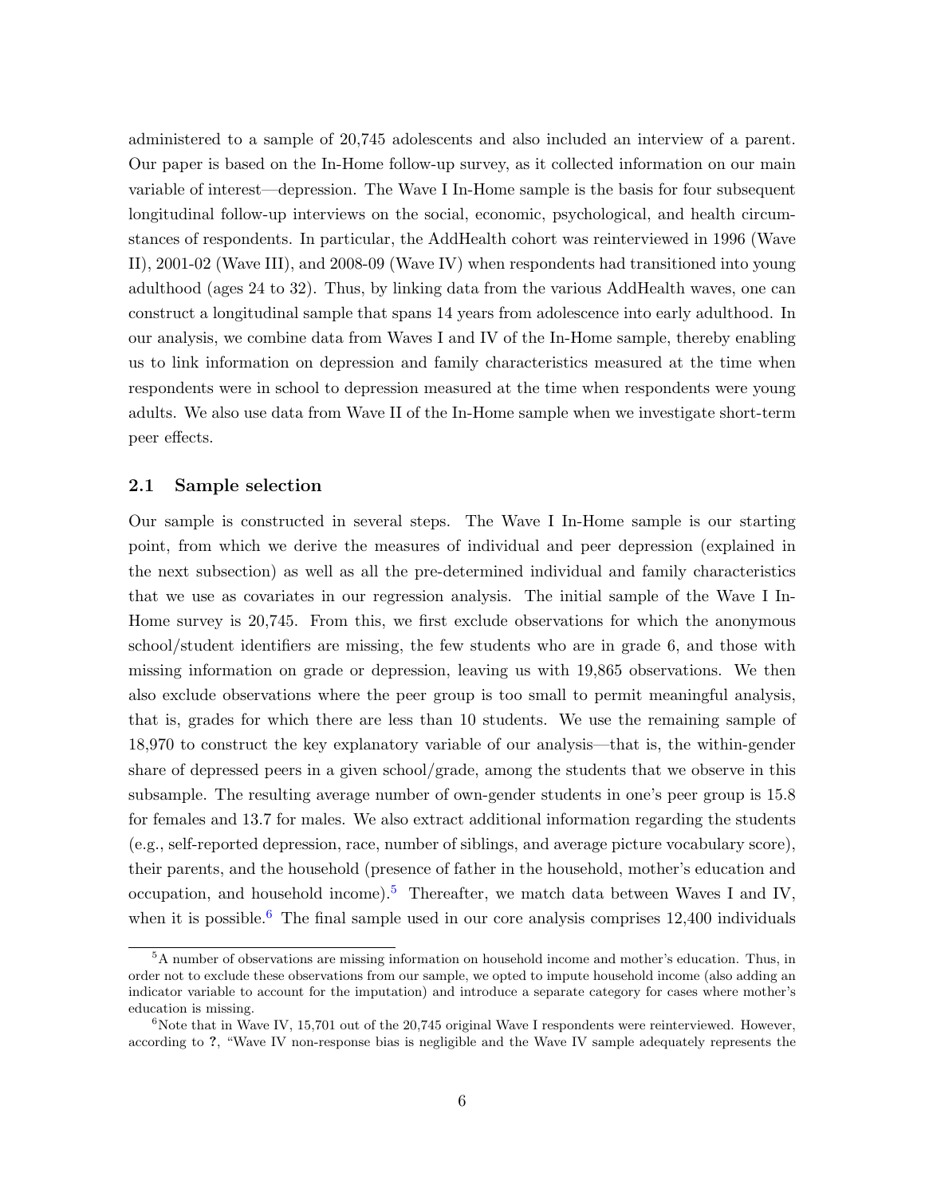administered to a sample of 20,745 adolescents and also included an interview of a parent. Our paper is based on the In-Home follow-up survey, as it collected information on our main variable of interest—depression. The Wave I In-Home sample is the basis for four subsequent longitudinal follow-up interviews on the social, economic, psychological, and health circumstances of respondents. In particular, the AddHealth cohort was reinterviewed in 1996 (Wave II), 2001-02 (Wave III), and 2008-09 (Wave IV) when respondents had transitioned into young adulthood (ages 24 to 32). Thus, by linking data from the various AddHealth waves, one can construct a longitudinal sample that spans 14 years from adolescence into early adulthood. In our analysis, we combine data from Waves I and IV of the In-Home sample, thereby enabling us to link information on depression and family characteristics measured at the time when respondents were in school to depression measured at the time when respondents were young adults. We also use data from Wave II of the In-Home sample when we investigate short-term peer effects.

## 2.1 Sample selection

Our sample is constructed in several steps. The Wave I In-Home sample is our starting point, from which we derive the measures of individual and peer depression (explained in the next subsection) as well as all the pre-determined individual and family characteristics that we use as covariates in our regression analysis. The initial sample of the Wave I In-Home survey is 20,745. From this, we first exclude observations for which the anonymous school/student identifiers are missing, the few students who are in grade 6, and those with missing information on grade or depression, leaving us with 19,865 observations. We then also exclude observations where the peer group is too small to permit meaningful analysis, that is, grades for which there are less than 10 students. We use the remaining sample of 18,970 to construct the key explanatory variable of our analysis—that is, the within-gender share of depressed peers in a given school/grade, among the students that we observe in this subsample. The resulting average number of own-gender students in one's peer group is 15.8 for females and 13.7 for males. We also extract additional information regarding the students (e.g., self-reported depression, race, number of siblings, and average picture vocabulary score), their parents, and the household (presence of father in the household, mother's education and occupation, and household income).[5] Thereafter, we match data between Waves I and IV, when it is possible.[6] The final sample used in our core analysis comprises 12,400 individuals

[5] A number of observations are missing information on household income and mother's education. Thus, in order not to exclude these observations from our sample, we opted to impute household income (also adding an indicator variable to account for the imputation) and introduce a separate category for cases where mother's education is missing.

[6] Note that in Wave IV, 15,701 out of the 20,745 original Wave I respondents were reinterviewed. However, according to ?, "Wave IV non-response bias is negligible and the Wave IV sample adequately represents the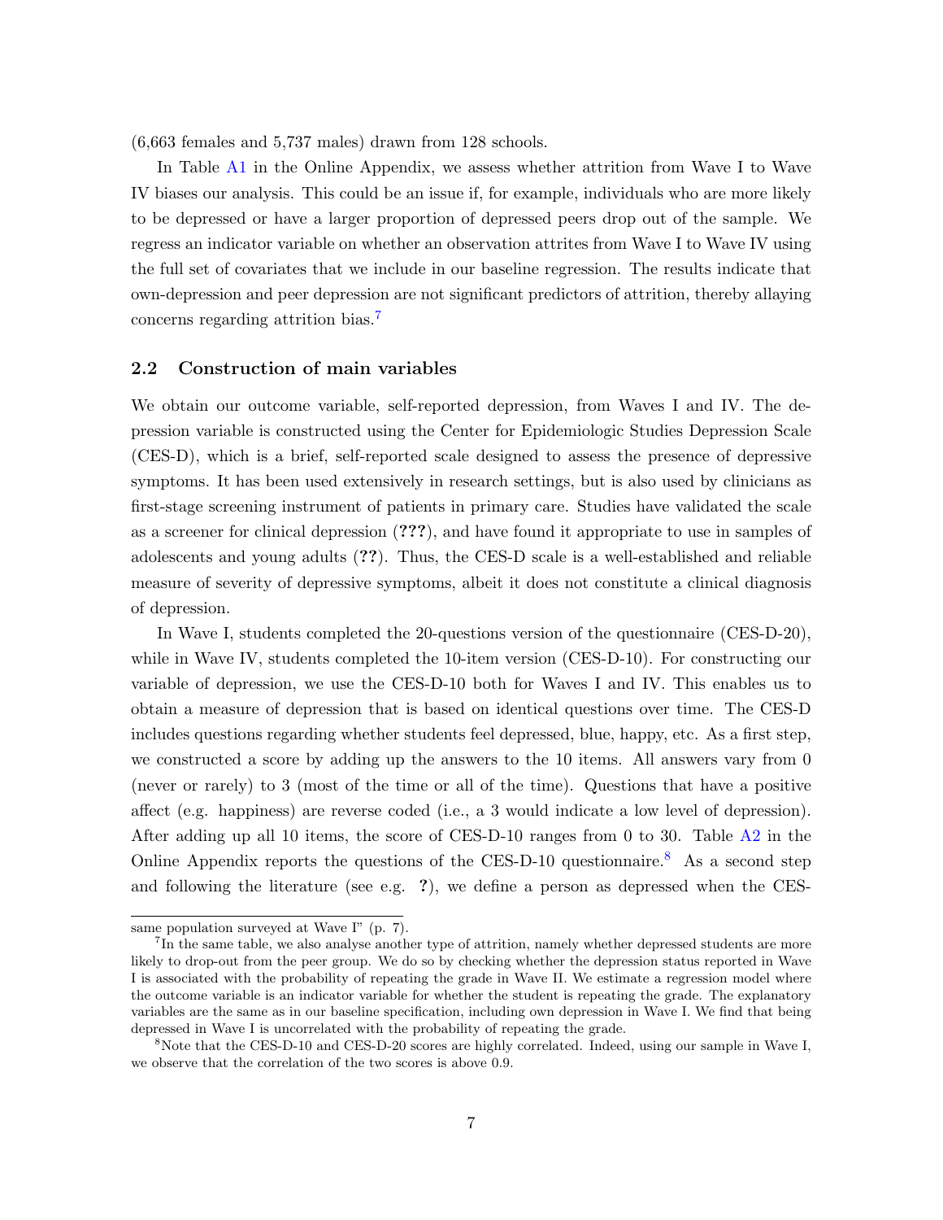(6,663 females and 5,737 males) drawn from 128 schools.

In Table A1 in the Online Appendix, we assess whether attrition from Wave I to Wave IV biases our analysis. This could be an issue if, for example, individuals who are more likely to be depressed or have a larger proportion of depressed peers drop out of the sample. We regress an indicator variable on whether an observation attrites from Wave I to Wave IV using the full set of covariates that we include in our baseline regression. The results indicate that own-depression and peer depression are not significant predictors of attrition, thereby allaying concerns regarding attrition bias.[7]

## 2.2 Construction of main variables

We obtain our outcome variable, self-reported depression, from Waves I and IV. The depression variable is constructed using the Center for Epidemiologic Studies Depression Scale (CES-D), which is a brief, self-reported scale designed to assess the presence of depressive symptoms. It has been used extensively in research settings, but is also used by clinicians as first-stage screening instrument of patients in primary care. Studies have validated the scale as a screener for clinical depression (**???**), and have found it appropriate to use in samples of adolescents and young adults (**??**). Thus, the CES-D scale is a well-established and reliable measure of severity of depressive symptoms, albeit it does not constitute a clinical diagnosis of depression.

In Wave I, students completed the 20-questions version of the questionnaire (CES-D-20), while in Wave IV, students completed the 10-item version (CES-D-10). For constructing our variable of depression, we use the CES-D-10 both for Waves I and IV. This enables us to obtain a measure of depression that is based on identical questions over time. The CES-D includes questions regarding whether students feel depressed, blue, happy, etc. As a first step, we constructed a score by adding up the answers to the 10 items. All answers vary from 0 (never or rarely) to 3 (most of the time or all of the time). Questions that have a positive affect (e.g. happiness) are reverse coded (i.e., a 3 would indicate a low level of depression). After adding up all 10 items, the score of CES-D-10 ranges from 0 to 30. Table A2 in the Online Appendix reports the questions of the CES-D-10 questionnaire.[8] As a second step and following the literature (see e.g. **?**), we define a person as depressed when the CES-

same population surveyed at Wave I" (p. 7).

[7] In the same table, we also analyse another type of attrition, namely whether depressed students are more likely to drop-out from the peer group. We do so by checking whether the depression status reported in Wave I is associated with the probability of repeating the grade in Wave II. We estimate a regression model where the outcome variable is an indicator variable for whether the student is repeating the grade. The explanatory variables are the same as in our baseline specification, including own depression in Wave I. We find that being depressed in Wave I is uncorrelated with the probability of repeating the grade.

[8] Note that the CES-D-10 and CES-D-20 scores are highly correlated. Indeed, using our sample in Wave I, we observe that the correlation of the two scores is above 0.9.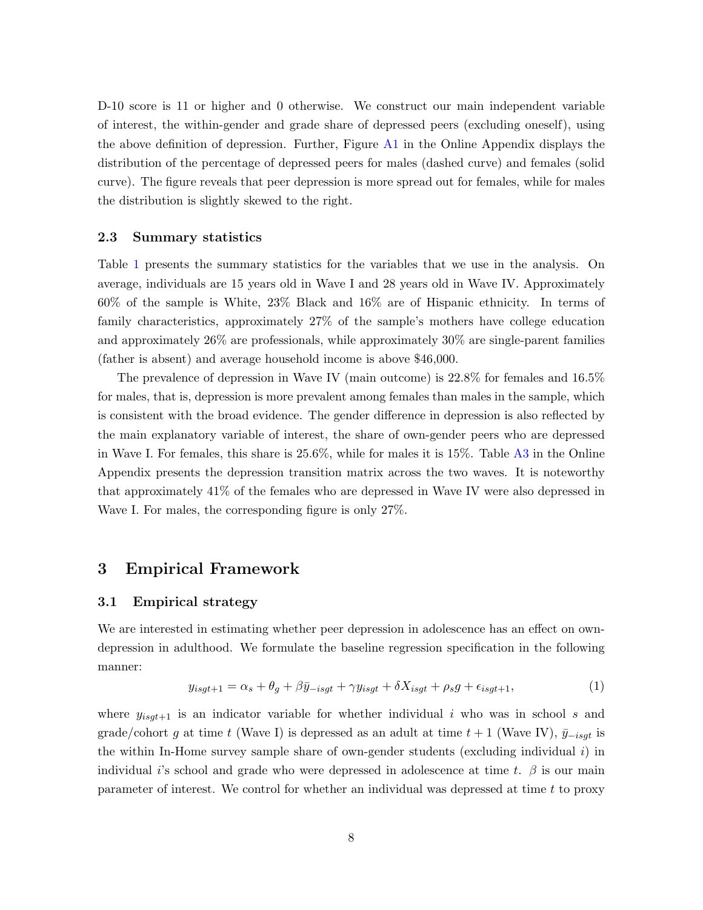D-10 score is 11 or higher and 0 otherwise. We construct our main independent variable of interest, the within-gender and grade share of depressed peers (excluding oneself), using the above definition of depression. Further, Figure A1 in the Online Appendix displays the distribution of the percentage of depressed peers for males (dashed curve) and females (solid curve). The figure reveals that peer depression is more spread out for females, while for males the distribution is slightly skewed to the right.

### 2.3 Summary statistics

Table 1 presents the summary statistics for the variables that we use in the analysis. On average, individuals are 15 years old in Wave I and 28 years old in Wave IV. Approximately 60% of the sample is White, 23% Black and 16% are of Hispanic ethnicity. In terms of family characteristics, approximately 27% of the sample's mothers have college education and approximately 26% are professionals, while approximately 30% are single-parent families (father is absent) and average household income is above $46,000.

The prevalence of depression in Wave IV (main outcome) is 22.8% for females and 16.5% for males, that is, depression is more prevalent among females than males in the sample, which is consistent with the broad evidence. The gender difference in depression is also reflected by the main explanatory variable of interest, the share of own-gender peers who are depressed in Wave I. For females, this share is 25.6%, while for males it is 15%. Table A3 in the Online Appendix presents the depression transition matrix across the two waves. It is noteworthy that approximately 41% of the females who are depressed in Wave IV were also depressed in Wave I. For males, the corresponding figure is only 27%.

## 3 Empirical Framework

### 3.1 Empirical strategy

We are interested in estimating whether peer depression in adolescence has an effect on own-depression in adulthood. We formulate the baseline regression specification in the following manner:

$$y_{isgt+1} = \alpha_s + \theta_g + \beta \bar{y}_{-isgt} + \gamma y_{isgt} + \delta X_{isgt} + \rho_s g + \epsilon_{isgt+1}, \tag{1}$$

where $y_{isgt+1}$ is an indicator variable for whether individual $i$ who was in school $s$ and grade/cohort $g$ at time $t$ (Wave I) is depressed as an adult at time $t+1$ (Wave IV), $\bar{y}_{-isgt}$ is the within In-Home survey sample share of own-gender students (excluding individual $i$) in individual $i$'s school and grade who were depressed in adolescence at time $t$. $\beta$ is our main parameter of interest. We control for whether an individual was depressed at time $t$ to proxy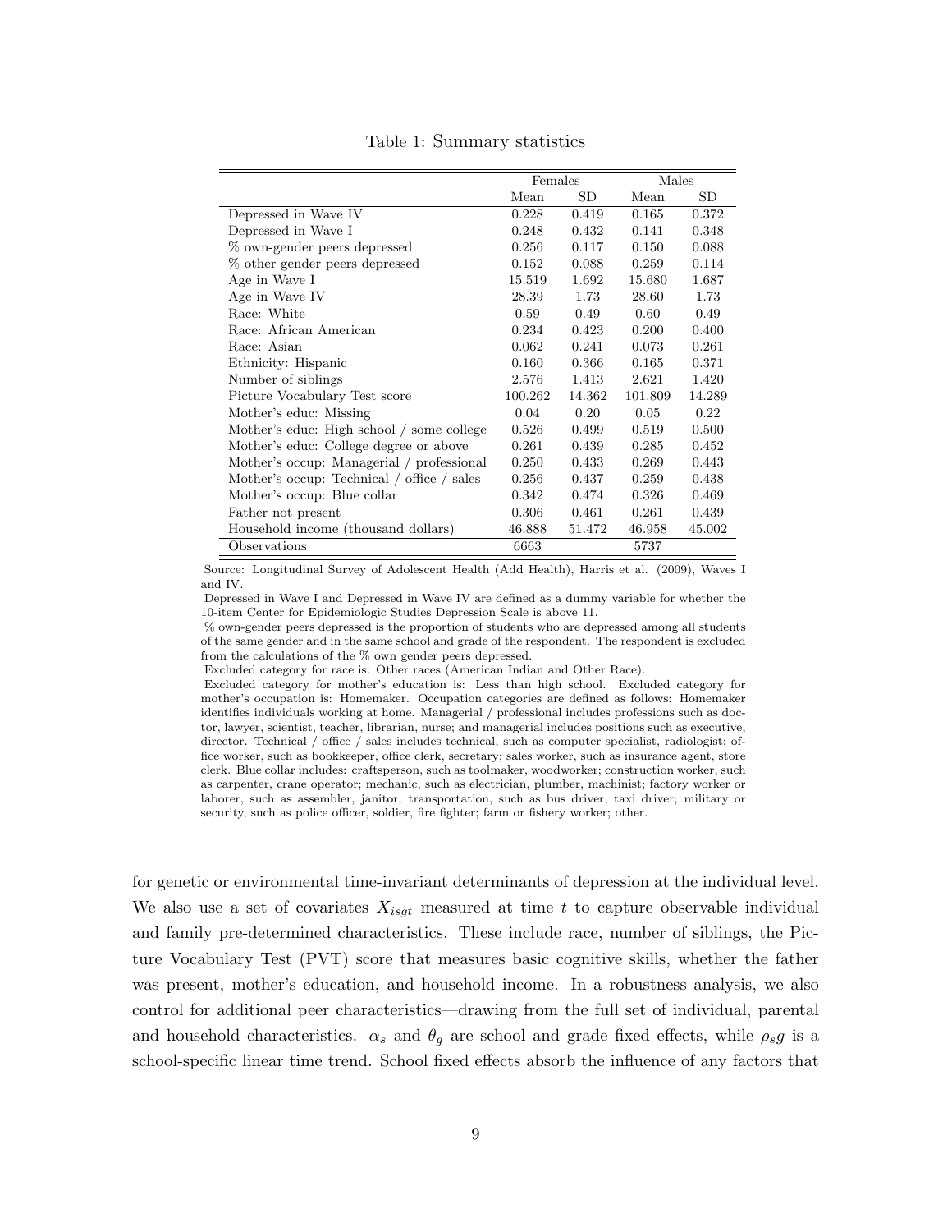Table 1: Summary statistics

| | Females | | Males | |
|---|---|---|---|---|
| | Mean | SD | Mean | SD |
| Depressed in Wave IV | 0.228 | 0.419 | 0.165 | 0.372 |
| Depressed in Wave I | 0.248 | 0.432 | 0.141 | 0.348 |
| % own-gender peers depressed | 0.256 | 0.117 | 0.150 | 0.088 |
| % other gender peers depressed | 0.152 | 0.088 | 0.259 | 0.114 |
| Age in Wave I | 15.519 | 1.692 | 15.680 | 1.687 |
| Age in Wave IV | 28.39 | 1.73 | 28.60 | 1.73 |
| Race: White | 0.59 | 0.49 | 0.60 | 0.49 |
| Race: African American | 0.234 | 0.423 | 0.200 | 0.400 |
| Race: Asian | 0.062 | 0.241 | 0.073 | 0.261 |
| Ethnicity: Hispanic | 0.160 | 0.366 | 0.165 | 0.371 |
| Number of siblings | 2.576 | 1.413 | 2.621 | 1.420 |
| Picture Vocabulary Test score | 100.262 | 14.362 | 101.809 | 14.289 |
| Mother's educ: Missing | 0.04 | 0.20 | 0.05 | 0.22 |
| Mother's educ: High school / some college | 0.526 | 0.499 | 0.519 | 0.500 |
| Mother's educ: College degree or above | 0.261 | 0.439 | 0.285 | 0.452 |
| Mother's occup: Managerial / professional | 0.250 | 0.433 | 0.269 | 0.443 |
| Mother's occup: Technical / office / sales | 0.256 | 0.437 | 0.259 | 0.438 |
| Mother's occup: Blue collar | 0.342 | 0.474 | 0.326 | 0.469 |
| Father not present | 0.306 | 0.461 | 0.261 | 0.439 |
| Household income (thousand dollars) | 46.888 | 51.472 | 46.958 | 45.002 |
| Observations | 6663 | | 5737 | |

Source: Longitudinal Survey of Adolescent Health (Add Health), Harris et al. (2009), Waves I and IV.

Depressed in Wave I and Depressed in Wave IV are defined as a dummy variable for whether the 10-item Center for Epidemiologic Studies Depression Scale is above 11.

% own-gender peers depressed is the proportion of students who are depressed among all students of the same gender and in the same school and grade of the respondent. The respondent is excluded from the calculations of the % own gender peers depressed.

Excluded category for race is: Other races (American Indian and Other Race).

Excluded category for mother's education is: Less than high school. Excluded category for mother's occupation is: Homemaker. Occupation categories are defined as follows: Homemaker identifies individuals working at home. Managerial / professional includes professions such as doctor, lawyer, scientist, teacher, librarian, nurse; and managerial includes positions such as executive, director. Technical / office / sales includes technical, such as computer specialist, radiologist; office worker, such as bookkeeper, office clerk, secretary; sales worker, such as insurance agent, store clerk. Blue collar includes: craftsperson, such as toolmaker, woodworker; construction worker, such as carpenter, crane operator; mechanic, such as electrician, plumber, machinist; factory worker or laborer, such as assembler, janitor; transportation, such as bus driver, taxi driver; military or security, such as police officer, soldier, fire fighter; farm or fishery worker; other.

for genetic or environmental time-invariant determinants of depression at the individual level. We also use a set of covariates $X_{isgt}$ measured at time $t$ to capture observable individual and family pre-determined characteristics. These include race, number of siblings, the Picture Vocabulary Test (PVT) score that measures basic cognitive skills, whether the father was present, mother's education, and household income. In a robustness analysis, we also control for additional peer characteristics—drawing from the full set of individual, parental and household characteristics. $\alpha_s$ and $\theta_g$ are school and grade fixed effects, while $\rho_s g$ is a school-specific linear time trend. School fixed effects absorb the influence of any factors that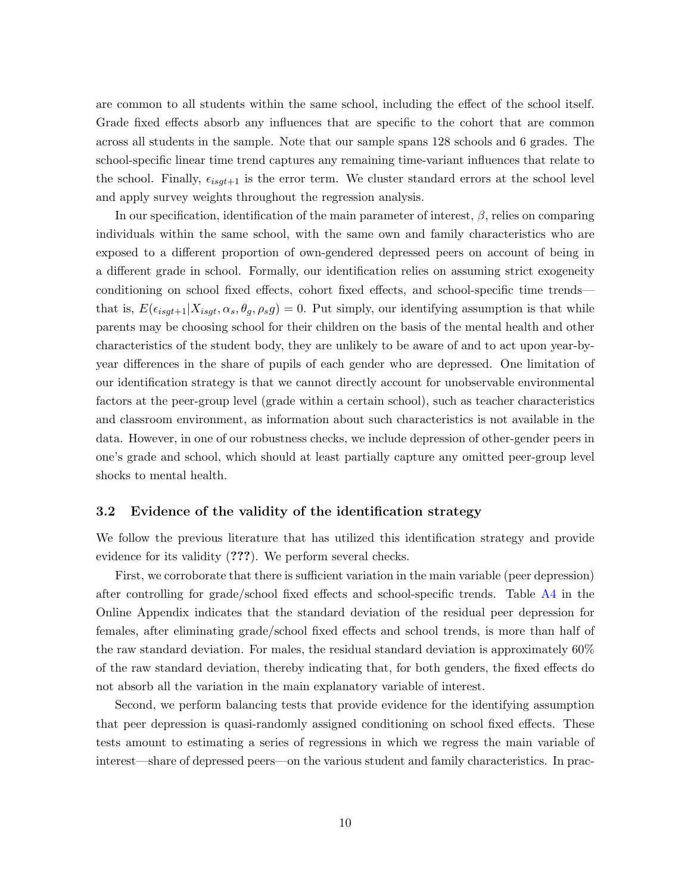are common to all students within the same school, including the effect of the school itself. Grade fixed effects absorb any influences that are specific to the cohort that are common across all students in the sample. Note that our sample spans 128 schools and 6 grades. The school-specific linear time trend captures any remaining time-variant influences that relate to the school. Finally, $\epsilon_{isgt+1}$ is the error term. We cluster standard errors at the school level and apply survey weights throughout the regression analysis.

In our specification, identification of the main parameter of interest, $\beta$, relies on comparing individuals within the same school, with the same own and family characteristics who are exposed to a different proportion of own-gendered depressed peers on account of being in a different grade in school. Formally, our identification relies on assuming strict exogeneity conditioning on school fixed effects, cohort fixed effects, and school-specific time trends—that is, $E(\epsilon_{isgt+1}|X_{isgt}, \alpha_s, \theta_g, \rho_s g) = 0$. Put simply, our identifying assumption is that while parents may be choosing school for their children on the basis of the mental health and other characteristics of the student body, they are unlikely to be aware of and to act upon year-by-year differences in the share of pupils of each gender who are depressed. One limitation of our identification strategy is that we cannot directly account for unobservable environmental factors at the peer-group level (grade within a certain school), such as teacher characteristics and classroom environment, as information about such characteristics is not available in the data. However, in one of our robustness checks, we include depression of other-gender peers in one's grade and school, which should at least partially capture any omitted peer-group level shocks to mental health.

### 3.2 Evidence of the validity of the identification strategy

We follow the previous literature that has utilized this identification strategy and provide evidence for its validity (**???**). We perform several checks.

First, we corroborate that there is sufficient variation in the main variable (peer depression) after controlling for grade/school fixed effects and school-specific trends. Table A4 in the Online Appendix indicates that the standard deviation of the residual peer depression for females, after eliminating grade/school fixed effects and school trends, is more than half of the raw standard deviation. For males, the residual standard deviation is approximately 60% of the raw standard deviation, thereby indicating that, for both genders, the fixed effects do not absorb all the variation in the main explanatory variable of interest.

Second, we perform balancing tests that provide evidence for the identifying assumption that peer depression is quasi-randomly assigned conditioning on school fixed effects. These tests amount to estimating a series of regressions in which we regress the main variable of interest—share of depressed peers—on the various student and family characteristics. In prac-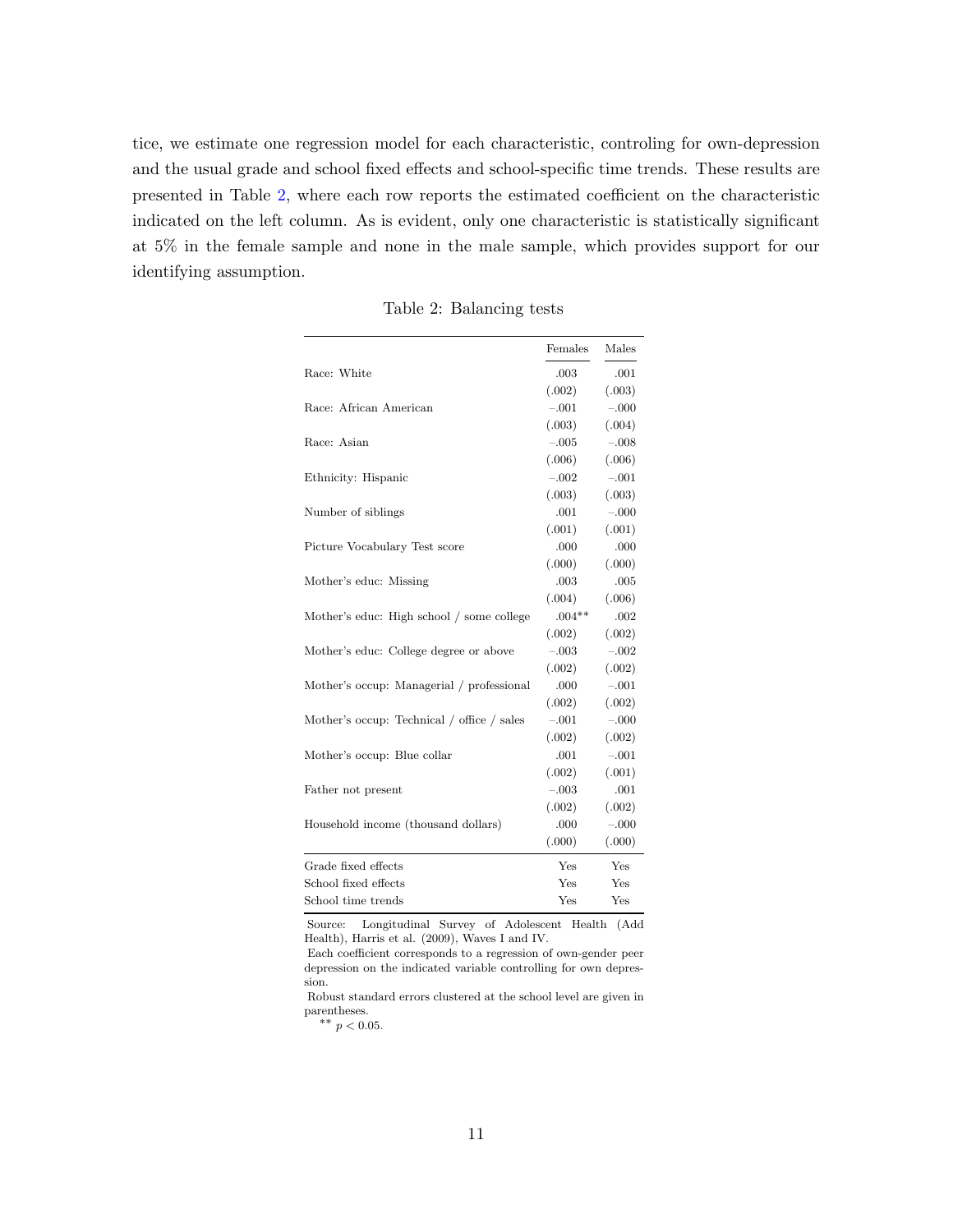tice, we estimate one regression model for each characteristic, controling for own-depression and the usual grade and school fixed effects and school-specific time trends. These results are presented in Table 2, where each row reports the estimated coefficient on the characteristic indicated on the left column. As is evident, only one characteristic is statistically significant at 5% in the female sample and none in the male sample, which provides support for our identifying assumption.

Table 2: Balancing tests

| | Females | Males |
|---|---|---|
| Race: White | .003 | .001 |
| | (.002) | (.003) |
| Race: African American | −.001 | −.000 |
| | (.003) | (.004) |
| Race: Asian | −.005 | −.008 |
| | (.006) | (.006) |
| Ethnicity: Hispanic | −.002 | −.001 |
| | (.003) | (.003) |
| Number of siblings | .001 | −.000 |
| | (.001) | (.001) |
| Picture Vocabulary Test score | .000 | .000 |
| | (.000) | (.000) |
| Mother's educ: Missing | .003 | .005 |
| | (.004) | (.006) |
| Mother's educ: High school / some college | .004** | .002 |
| | (.002) | (.002) |
| Mother's educ: College degree or above | −.003 | −.002 |
| | (.002) | (.002) |
| Mother's occup: Managerial / professional | .000 | −.001 |
| | (.002) | (.002) |
| Mother's occup: Technical / office / sales | −.001 | −.000 |
| | (.002) | (.002) |
| Mother's occup: Blue collar | .001 | −.001 |
| | (.002) | (.001) |
| Father not present | −.003 | .001 |
| | (.002) | (.002) |
| Household income (thousand dollars) | .000 | −.000 |
| | (.000) | (.000) |
| Grade fixed effects | Yes | Yes |
| School fixed effects | Yes | Yes |
| School time trends | Yes | Yes |

Source: Longitudinal Survey of Adolescent Health (Add Health), Harris et al. (2009), Waves I and IV.

Each coefficient corresponds to a regression of own-gender peer depression on the indicated variable controlling for own depression.

Robust standard errors clustered at the school level are given in parentheses.

** $p < 0.05$.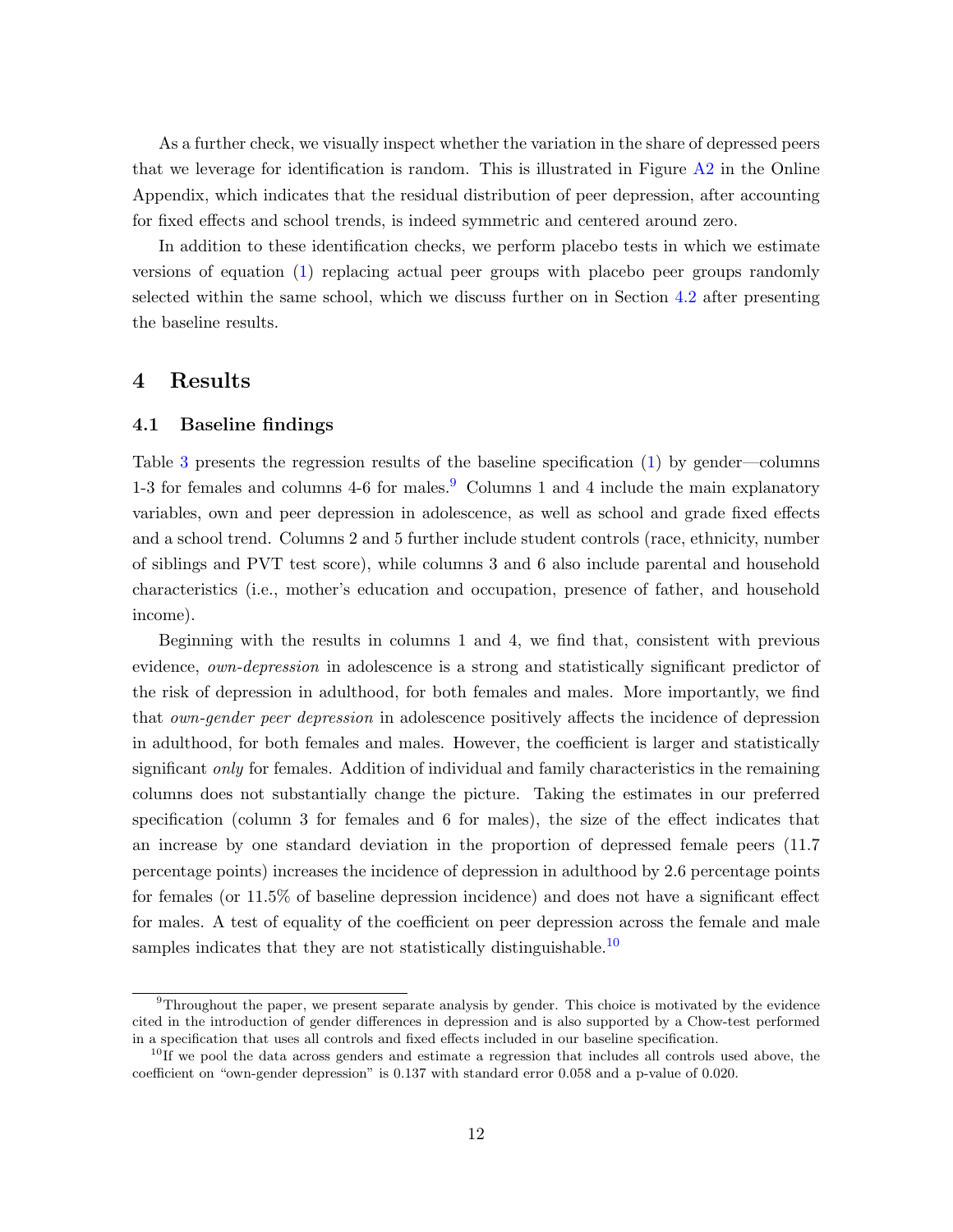As a further check, we visually inspect whether the variation in the share of depressed peers that we leverage for identification is random. This is illustrated in Figure A2 in the Online Appendix, which indicates that the residual distribution of peer depression, after accounting for fixed effects and school trends, is indeed symmetric and centered around zero.

In addition to these identification checks, we perform placebo tests in which we estimate versions of equation (1) replacing actual peer groups with placebo peer groups randomly selected within the same school, which we discuss further on in Section 4.2 after presenting the baseline results.

# 4 Results

## 4.1 Baseline findings

Table 3 presents the regression results of the baseline specification (1) by gender—columns 1-3 for females and columns 4-6 for males.[9] Columns 1 and 4 include the main explanatory variables, own and peer depression in adolescence, as well as school and grade fixed effects and a school trend. Columns 2 and 5 further include student controls (race, ethnicity, number of siblings and PVT test score), while columns 3 and 6 also include parental and household characteristics (i.e., mother's education and occupation, presence of father, and household income).

Beginning with the results in columns 1 and 4, we find that, consistent with previous evidence, *own-depression* in adolescence is a strong and statistically significant predictor of the risk of depression in adulthood, for both females and males. More importantly, we find that *own-gender peer depression* in adolescence positively affects the incidence of depression in adulthood, for both females and males. However, the coefficient is larger and statistically significant *only* for females. Addition of individual and family characteristics in the remaining columns does not substantially change the picture. Taking the estimates in our preferred specification (column 3 for females and 6 for males), the size of the effect indicates that an increase by one standard deviation in the proportion of depressed female peers (11.7 percentage points) increases the incidence of depression in adulthood by 2.6 percentage points for females (or 11.5% of baseline depression incidence) and does not have a significant effect for males. A test of equality of the coefficient on peer depression across the female and male samples indicates that they are not statistically distinguishable.[10]

[9] Throughout the paper, we present separate analysis by gender. This choice is motivated by the evidence cited in the introduction of gender differences in depression and is also supported by a Chow-test performed in a specification that uses all controls and fixed effects included in our baseline specification.

[10] If we pool the data across genders and estimate a regression that includes all controls used above, the coefficient on "own-gender depression" is 0.137 with standard error 0.058 and a p-value of 0.020.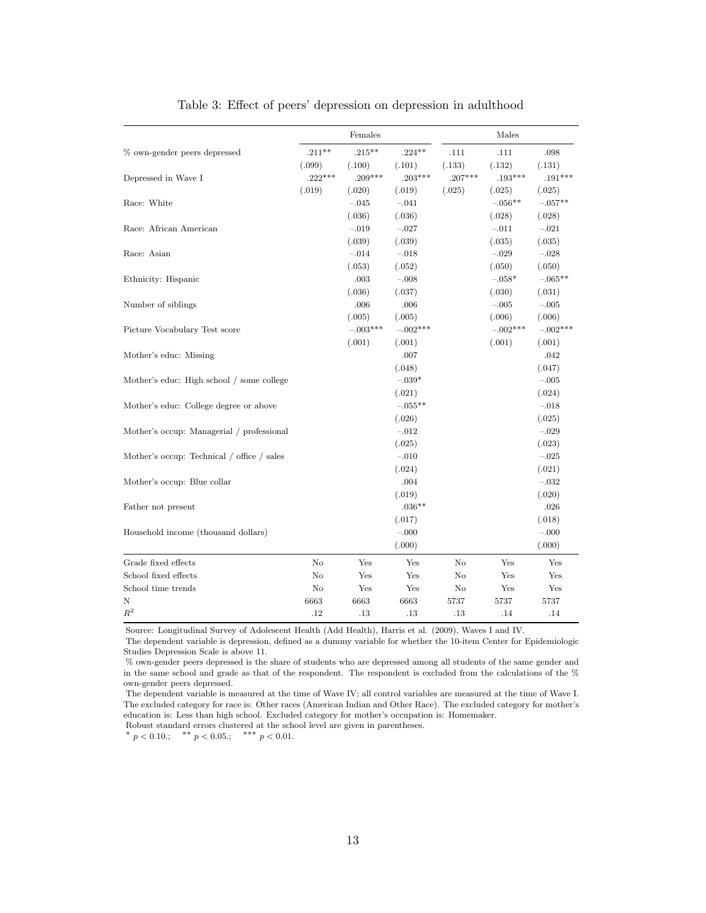Table 3: Effect of peers' depression on depression in adulthood

| | Females | | | Males | | |
|---|---|---|---|---|---|---|
| % own-gender peers depressed | .211** | .215** | .224** | .111 | .111 | .098 |
| | (.099) | (.100) | (.101) | (.133) | (.132) | (.131) |
| Depressed in Wave I | .222*** | .209*** | .203*** | .207*** | .193*** | .191*** |
| | (.019) | (.020) | (.019) | (.025) | (.025) | (.025) |
| Race: White | | −.045 | −.041 | | −.056** | −.057** |
| | | (.036) | (.036) | | (.028) | (.028) |
| Race: African American | | −.019 | −.027 | | −.011 | −.021 |
| | | (.039) | (.039) | | (.035) | (.035) |
| Race: Asian | | −.014 | −.018 | | −.029 | −.028 |
| | | (.053) | (.052) | | (.050) | (.050) |
| Ethnicity: Hispanic | | .003 | −.008 | | −.058* | −.065** |
| | | (.036) | (.037) | | (.030) | (.031) |
| Number of siblings | | .006 | .006 | | −.005 | −.005 |
| | | (.005) | (.005) | | (.006) | (.006) |
| Picture Vocabulary Test score | | −.003*** | −.002*** | | −.002*** | −.002*** |
| | | (.001) | (.001) | | (.001) | (.001) |
| Mother's educ: Missing | | | .007 | | | .042 |
| | | | (.048) | | | (.047) |
| Mother's educ: High school / some college | | | −.039* | | | −.005 |
| | | | (.021) | | | (.024) |
| Mother's educ: College degree or above | | | −.055** | | | −.018 |
| | | | (.026) | | | (.025) |
| Mother's occup: Managerial / professional | | | −.012 | | | −.029 |
| | | | (.025) | | | (.023) |
| Mother's occup: Technical / office / sales | | | −.010 | | | −.025 |
| | | | (.024) | | | (.021) |
| Mother's occup: Blue collar | | | .004 | | | −.032 |
| | | | (.019) | | | (.020) |
| Father not present | | | .036** | | | .026 |
| | | | (.017) | | | (.018) |
| Household income (thousand dollars) | | | −.000 | | | −.000 |
| | | | (.000) | | | (.000) |
| Grade fixed effects | No | Yes | Yes | No | Yes | Yes |
| School fixed effects | No | Yes | Yes | No | Yes | Yes |
| School time trends | No | Yes | Yes | No | Yes | Yes |
| N | 6663 | 6663 | 6663 | 5737 | 5737 | 5737 |
| $R^2$ | .12 | .13 | .13 | .13 | .14 | .14 |

Source: Longitudinal Survey of Adolescent Health (Add Health), Harris et al. (2009), Waves I and IV.

The dependent variable is depression, defined as a dummy variable for whether the 10-item Center for Epidemiologic Studies Depression Scale is above 11.

% own-gender peers depressed is the share of students who are depressed among all students of the same gender and in the same school and grade as that of the respondent. The respondent is excluded from the calculations of the % own-gender peers depressed.

The dependent variable is measured at the time of Wave IV; all control variables are measured at the time of Wave I. The excluded category for race is: Other races (American Indian and Other Race). The excluded category for mother's education is: Less than high school. Excluded category for mother's occupation is: Homemaker.

Robust standard errors clustered at the school level are given in parentheses.

\* $p < 0.10$.; \*\* $p < 0.05$.; \*\*\* $p < 0.01$.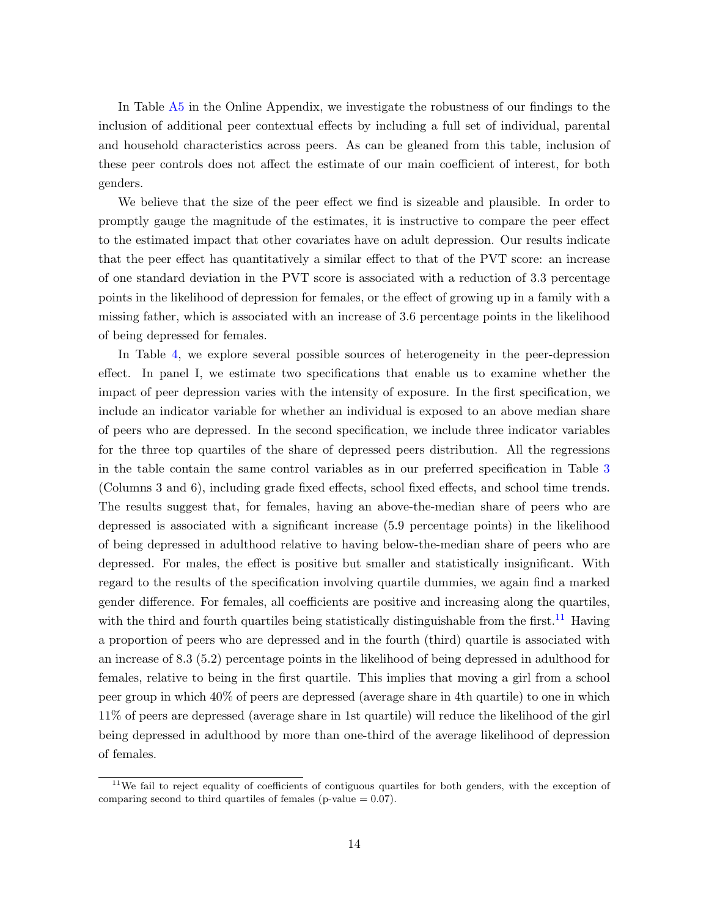In Table A5 in the Online Appendix, we investigate the robustness of our findings to the inclusion of additional peer contextual effects by including a full set of individual, parental and household characteristics across peers. As can be gleaned from this table, inclusion of these peer controls does not affect the estimate of our main coefficient of interest, for both genders.

We believe that the size of the peer effect we find is sizeable and plausible. In order to promptly gauge the magnitude of the estimates, it is instructive to compare the peer effect to the estimated impact that other covariates have on adult depression. Our results indicate that the peer effect has quantitatively a similar effect to that of the PVT score: an increase of one standard deviation in the PVT score is associated with a reduction of 3.3 percentage points in the likelihood of depression for females, or the effect of growing up in a family with a missing father, which is associated with an increase of 3.6 percentage points in the likelihood of being depressed for females.

In Table 4, we explore several possible sources of heterogeneity in the peer-depression effect. In panel I, we estimate two specifications that enable us to examine whether the impact of peer depression varies with the intensity of exposure. In the first specification, we include an indicator variable for whether an individual is exposed to an above median share of peers who are depressed. In the second specification, we include three indicator variables for the three top quartiles of the share of depressed peers distribution. All the regressions in the table contain the same control variables as in our preferred specification in Table 3 (Columns 3 and 6), including grade fixed effects, school fixed effects, and school time trends. The results suggest that, for females, having an above-the-median share of peers who are depressed is associated with a significant increase (5.9 percentage points) in the likelihood of being depressed in adulthood relative to having below-the-median share of peers who are depressed. For males, the effect is positive but smaller and statistically insignificant. With regard to the results of the specification involving quartile dummies, we again find a marked gender difference. For females, all coefficients are positive and increasing along the quartiles, with the third and fourth quartiles being statistically distinguishable from the first.[11] Having a proportion of peers who are depressed and in the fourth (third) quartile is associated with an increase of 8.3 (5.2) percentage points in the likelihood of being depressed in adulthood for females, relative to being in the first quartile. This implies that moving a girl from a school peer group in which 40% of peers are depressed (average share in 4th quartile) to one in which 11% of peers are depressed (average share in 1st quartile) will reduce the likelihood of the girl being depressed in adulthood by more than one-third of the average likelihood of depression of females.

[11] We fail to reject equality of coefficients of contiguous quartiles for both genders, with the exception of comparing second to third quartiles of females (p-value = 0.07).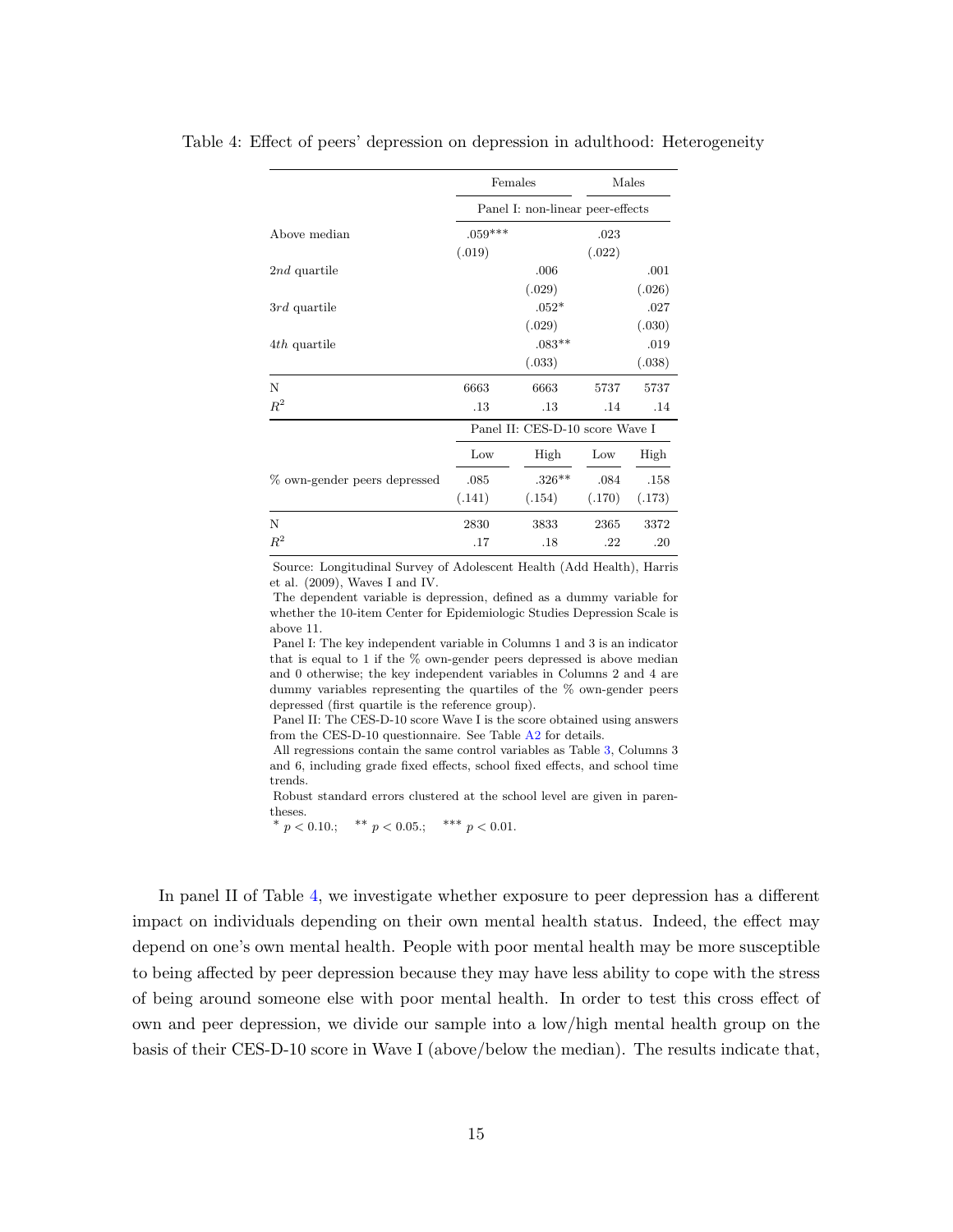Table 4: Effect of peers' depression on depression in adulthood: Heterogeneity

| | Females | | Males | |
|---|---|---|---|---|
| | Panel I: non-linear peer-effects | | | |
| Above median | .059*** | | .023 | |
| | (.019) | | (.022) | |
| 2*nd* quartile | | .006 | | .001 |
| | | (.029) | | (.026) |
| 3*rd* quartile | | .052* | | .027 |
| | | (.029) | | (.030) |
| 4*th* quartile | | .083** | | .019 |
| | | (.033) | | (.038) |
| N | 6663 | 6663 | 5737 | 5737 |
| $R^2$ | .13 | .13 | .14 | .14 |
| | Panel II: CES-D-10 score Wave I | | | |
| | Low | High | Low | High |
| % own-gender peers depressed | .085 | .326** | .084 | .158 |
| | (.141) | (.154) | (.170) | (.173) |
| N | 2830 | 3833 | 2365 | 3372 |
| $R^2$ | .17 | .18 | .22 | .20 |

Source: Longitudinal Survey of Adolescent Health (Add Health), Harris et al. (2009), Waves I and IV.

The dependent variable is depression, defined as a dummy variable for whether the 10-item Center for Epidemiologic Studies Depression Scale is above 11.

Panel I: The key independent variable in Columns 1 and 3 is an indicator that is equal to 1 if the % own-gender peers depressed is above median and 0 otherwise; the key independent variables in Columns 2 and 4 are dummy variables representing the quartiles of the % own-gender peers depressed (first quartile is the reference group).

Panel II: The CES-D-10 score Wave I is the score obtained using answers from the CES-D-10 questionnaire. See Table A2 for details.

All regressions contain the same control variables as Table 3, Columns 3 and 6, including grade fixed effects, school fixed effects, and school time trends.

Robust standard errors clustered at the school level are given in parentheses.

* $p < 0.10$.; ** $p < 0.05$.; *** $p < 0.01$.

In panel II of Table 4, we investigate whether exposure to peer depression has a different impact on individuals depending on their own mental health status. Indeed, the effect may depend on one's own mental health. People with poor mental health may be more susceptible to being affected by peer depression because they may have less ability to cope with the stress of being around someone else with poor mental health. In order to test this cross effect of own and peer depression, we divide our sample into a low/high mental health group on the basis of their CES-D-10 score in Wave I (above/below the median). The results indicate that,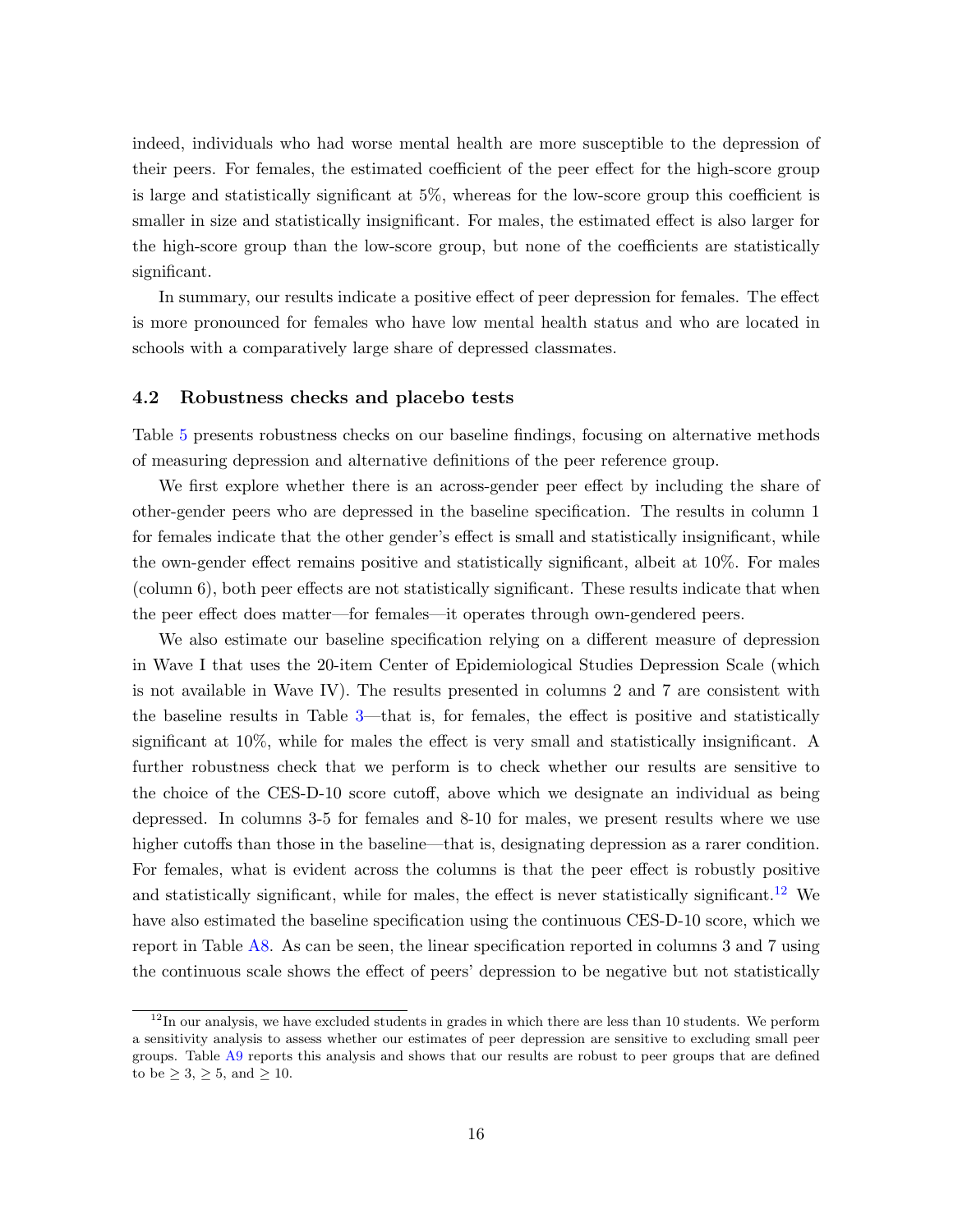indeed, individuals who had worse mental health are more susceptible to the depression of their peers. For females, the estimated coefficient of the peer effect for the high-score group is large and statistically significant at 5%, whereas for the low-score group this coefficient is smaller in size and statistically insignificant. For males, the estimated effect is also larger for the high-score group than the low-score group, but none of the coefficients are statistically significant.

In summary, our results indicate a positive effect of peer depression for females. The effect is more pronounced for females who have low mental health status and who are located in schools with a comparatively large share of depressed classmates.

### 4.2 Robustness checks and placebo tests

Table 5 presents robustness checks on our baseline findings, focusing on alternative methods of measuring depression and alternative definitions of the peer reference group.

We first explore whether there is an across-gender peer effect by including the share of other-gender peers who are depressed in the baseline specification. The results in column 1 for females indicate that the other gender's effect is small and statistically insignificant, while the own-gender effect remains positive and statistically significant, albeit at 10%. For males (column 6), both peer effects are not statistically significant. These results indicate that when the peer effect does matter—for females—it operates through own-gendered peers.

We also estimate our baseline specification relying on a different measure of depression in Wave I that uses the 20-item Center of Epidemiological Studies Depression Scale (which is not available in Wave IV). The results presented in columns 2 and 7 are consistent with the baseline results in Table 3—that is, for females, the effect is positive and statistically significant at 10%, while for males the effect is very small and statistically insignificant. A further robustness check that we perform is to check whether our results are sensitive to the choice of the CES-D-10 score cutoff, above which we designate an individual as being depressed. In columns 3-5 for females and 8-10 for males, we present results where we use higher cutoffs than those in the baseline—that is, designating depression as a rarer condition. For females, what is evident across the columns is that the peer effect is robustly positive and statistically significant, while for males, the effect is never statistically significant.[12] We have also estimated the baseline specification using the continuous CES-D-10 score, which we report in Table A8. As can be seen, the linear specification reported in columns 3 and 7 using the continuous scale shows the effect of peers' depression to be negative but not statistically

[12] In our analysis, we have excluded students in grades in which there are less than 10 students. We perform a sensitivity analysis to assess whether our estimates of peer depression are sensitive to excluding small peer groups. Table A9 reports this analysis and shows that our results are robust to peer groups that are defined to be $\geq 3$, $\geq 5$, and $\geq 10$.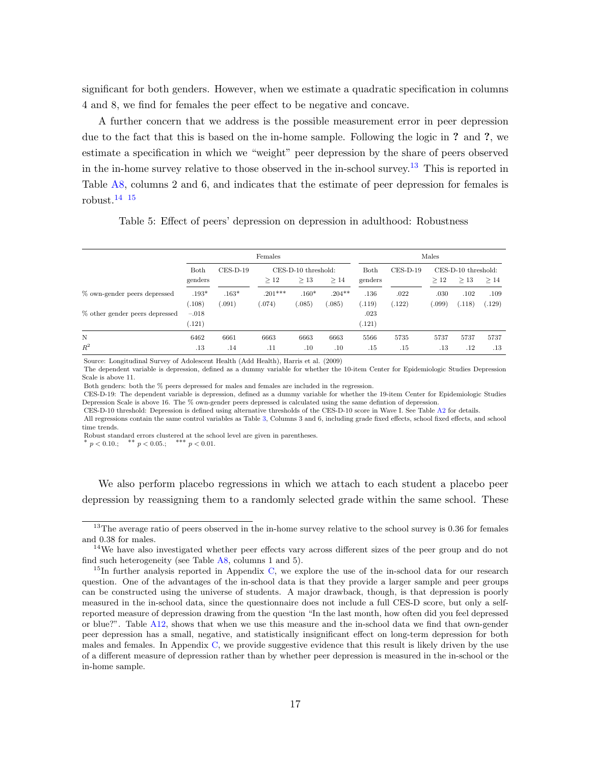significant for both genders. However, when we estimate a quadratic specification in columns 4 and 8, we find for females the peer effect to be negative and concave.

A further concern that we address is the possible measurement error in peer depression due to the fact that this is based on the in-home sample. Following the logic in **?** and **?**, we estimate a specification in which we "weight" peer depression by the share of peers observed in the in-home survey relative to those observed in the in-school survey.[13] This is reported in Table A8, columns 2 and 6, and indicates that the estimate of peer depression for females is robust.[14] [15]

Table 5: Effect of peers' depression on depression in adulthood: Robustness

| | Females | | | | | Males | | | | |
|---|---|---|---|---|---|---|---|---|---|---|
| | Both genders | CES-D-19 | CES-D-10 threshold: | | | Both genders | CES-D-19 | CES-D-10 threshold: | | |
| | | | $\geq 12$ | $\geq 13$ | $\geq 14$ | | | $\geq 12$ | $\geq 13$ | $\geq 14$ |
| % own-gender peers depressed | .193* | .163* | .201*** | .160* | .204** | .136 | .022 | .030 | .102 | .109 |
| | (.108) | (.091) | (.074) | (.085) | (.085) | (.119) | (.122) | (.099) | (.118) | (.129) |
| % other gender peers depressed | −.018 | | | | | .023 | | | | |
| | (.121) | | | | | (.121) | | | | |
| N | 6462 | 6661 | 6663 | 6663 | 6663 | 5566 | 5735 | 5737 | 5737 | 5737 |
| $R^2$ | .13 | .14 | .11 | .10 | .10 | .15 | .15 | .13 | .12 | .13 |

Source: Longitudinal Survey of Adolescent Health (Add Health), Harris et al. (2009)

The dependent variable is depression, defined as a dummy variable for whether the 10-item Center for Epidemiologic Studies Depression Scale is above 11.

Both genders: both the % peers depressed for males and females are included in the regression.

CES-D-19: The dependent variable is depression, defined as a dummy variable for whether the 19-item Center for Epidemiologic Studies Depression Scale is above 16. The % own-gender peers depressed is calculated using the same defintion of depression.

CES-D-10 threshold: Depression is defined using alternative thresholds of the CES-D-10 score in Wave I. See Table A2 for details.

All regressions contain the same control variables as Table 3, Columns 3 and 6, including grade fixed effects, school fixed effects, and school time trends.

Robust standard errors clustered at the school level are given in parentheses.

* $p < 0.10$.; ** $p < 0.05$.; *** $p < 0.01$.

We also perform placebo regressions in which we attach to each student a placebo peer depression by reassigning them to a randomly selected grade within the same school. These

[13] The average ratio of peers observed in the in-home survey relative to the school survey is 0.36 for females and 0.38 for males.

[14] We have also investigated whether peer effects vary across different sizes of the peer group and do not find such heterogeneity (see Table A8, columns 1 and 5).

[15] In further analysis reported in Appendix C, we explore the use of the in-school data for our research question. One of the advantages of the in-school data is that they provide a larger sample and peer groups can be constructed using the universe of students. A major drawback, though, is that depression is poorly measured in the in-school data, since the questionnaire does not include a full CES-D score, but only a self-reported measure of depression drawing from the question "In the last month, how often did you feel depressed or blue?". Table A12, shows that when we use this measure and the in-school data we find that own-gender peer depression has a small, negative, and statistically insignificant effect on long-term depression for both males and females. In Appendix C, we provide suggestive evidence that this result is likely driven by the use of a different measure of depression rather than by whether peer depression is measured in the in-school or the in-home sample.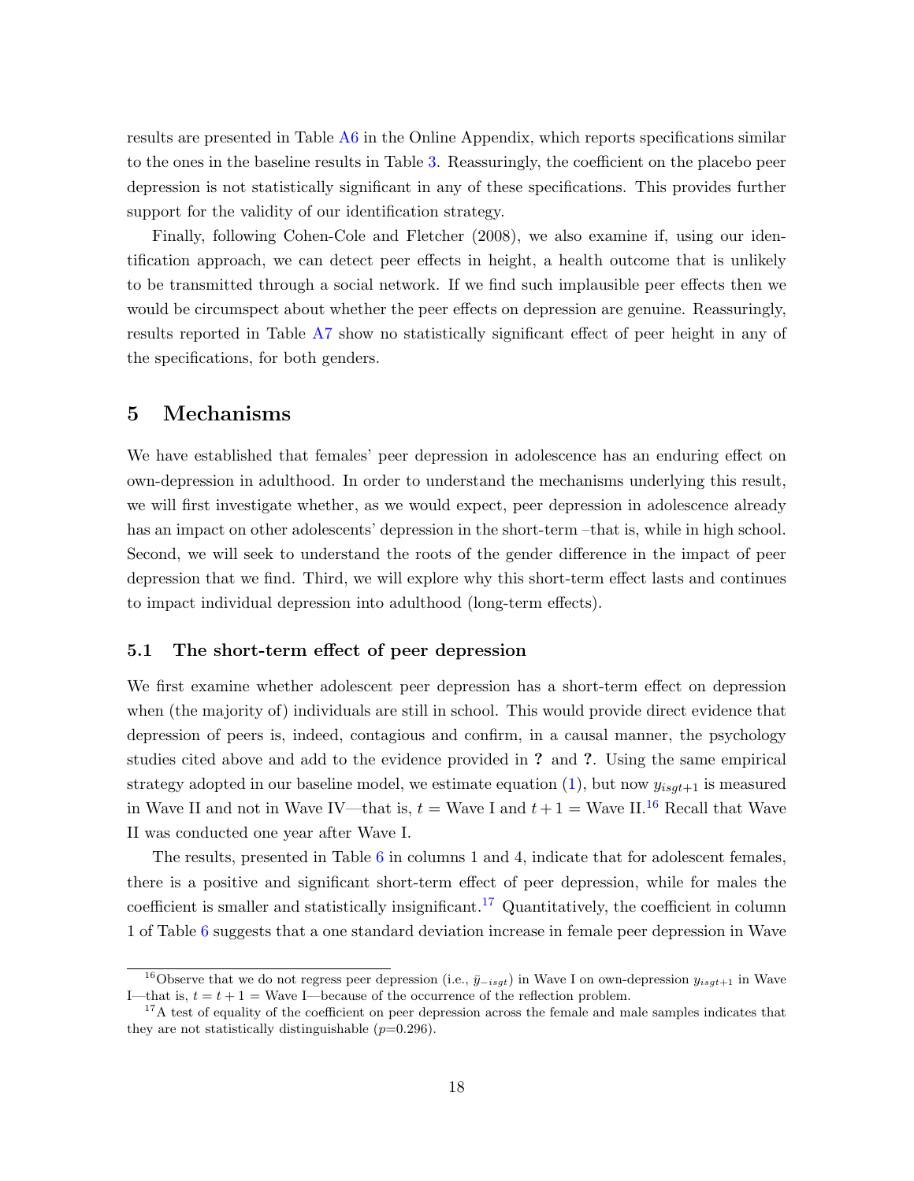results are presented in Table A6 in the Online Appendix, which reports specifications similar to the ones in the baseline results in Table 3. Reassuringly, the coefficient on the placebo peer depression is not statistically significant in any of these specifications. This provides further support for the validity of our identification strategy.

Finally, following Cohen-Cole and Fletcher (2008), we also examine if, using our identification approach, we can detect peer effects in height, a health outcome that is unlikely to be transmitted through a social network. If we find such implausible peer effects then we would be circumspect about whether the peer effects on depression are genuine. Reassuringly, results reported in Table A7 show no statistically significant effect of peer height in any of the specifications, for both genders.

## 5 Mechanisms

We have established that females' peer depression in adolescence has an enduring effect on own-depression in adulthood. In order to understand the mechanisms underlying this result, we will first investigate whether, as we would expect, peer depression in adolescence already has an impact on other adolescents' depression in the short-term –that is, while in high school. Second, we will seek to understand the roots of the gender difference in the impact of peer depression that we find. Third, we will explore why this short-term effect lasts and continues to impact individual depression into adulthood (long-term effects).

### 5.1 The short-term effect of peer depression

We first examine whether adolescent peer depression has a short-term effect on depression when (the majority of) individuals are still in school. This would provide direct evidence that depression of peers is, indeed, contagious and confirm, in a causal manner, the psychology studies cited above and add to the evidence provided in **?** and **?**. Using the same empirical strategy adopted in our baseline model, we estimate equation (1), but now $y_{isgt+1}$ is measured in Wave II and not in Wave IV—that is, $t$ = Wave I and $t+1$ = Wave II.[16] Recall that Wave II was conducted one year after Wave I.

The results, presented in Table 6 in columns 1 and 4, indicate that for adolescent females, there is a positive and significant short-term effect of peer depression, while for males the coefficient is smaller and statistically insignificant.[17] Quantitatively, the coefficient in column 1 of Table 6 suggests that a one standard deviation increase in female peer depression in Wave

[16] Observe that we do not regress peer depression (i.e., $\bar{y}_{-isgt}$) in Wave I on own-depression $y_{isgt+1}$ in Wave I—that is, $t = t+1$ = Wave I—because of the occurrence of the reflection problem.

[17] A test of equality of the coefficient on peer depression across the female and male samples indicates that they are not statistically distinguishable ($p$=0.296).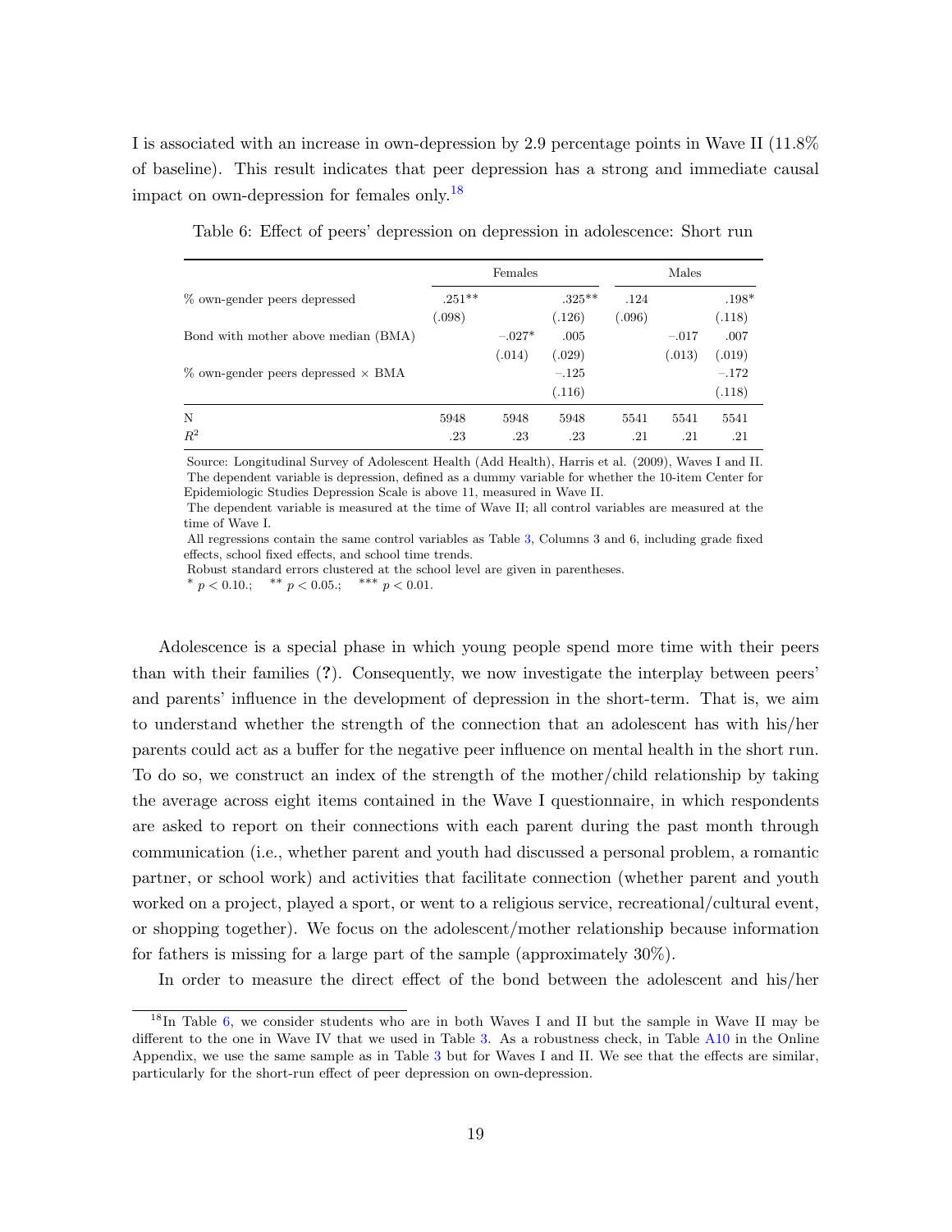I is associated with an increase in own-depression by 2.9 percentage points in Wave II (11.8% of baseline). This result indicates that peer depression has a strong and immediate causal impact on own-depression for females only.[18]

Table 6: Effect of peers' depression on depression in adolescence: Short run

| | Females | | | Males | | |
|---|---|---|---|---|---|---|
| % own-gender peers depressed | .251** | | .325** | .124 | | .198* |
| | (.098) | | (.126) | (.096) | | (.118) |
| Bond with mother above median (BMA) | | −.027* | .005 | | −.017 | .007 |
| | | (.014) | (.029) | | (.013) | (.019) |
| % own-gender peers depressed × BMA | | | −.125 | | | −.172 |
| | | | (.116) | | | (.118) |
| N | 5948 | 5948 | 5948 | 5541 | 5541 | 5541 |
| $R^2$ | .23 | .23 | .23 | .21 | .21 | .21 |

Source: Longitudinal Survey of Adolescent Health (Add Health), Harris et al. (2009), Waves I and II.
The dependent variable is depression, defined as a dummy variable for whether the 10-item Center for Epidemiologic Studies Depression Scale is above 11, measured in Wave II.
The dependent variable is measured at the time of Wave II; all control variables are measured at the time of Wave I.
All regressions contain the same control variables as Table 3, Columns 3 and 6, including grade fixed effects, school fixed effects, and school time trends.
Robust standard errors clustered at the school level are given in parentheses.
* $p < 0.10$.; ** $p < 0.05$.; *** $p < 0.01$.

Adolescence is a special phase in which young people spend more time with their peers than with their families (?). Consequently, we now investigate the interplay between peers' and parents' influence in the development of depression in the short-term. That is, we aim to understand whether the strength of the connection that an adolescent has with his/her parents could act as a buffer for the negative peer influence on mental health in the short run. To do so, we construct an index of the strength of the mother/child relationship by taking the average across eight items contained in the Wave I questionnaire, in which respondents are asked to report on their connections with each parent during the past month through communication (i.e., whether parent and youth had discussed a personal problem, a romantic partner, or school work) and activities that facilitate connection (whether parent and youth worked on a project, played a sport, or went to a religious service, recreational/cultural event, or shopping together). We focus on the adolescent/mother relationship because information for fathers is missing for a large part of the sample (approximately 30%).

In order to measure the direct effect of the bond between the adolescent and his/her

[18] In Table 6, we consider students who are in both Waves I and II but the sample in Wave II may be different to the one in Wave IV that we used in Table 3. As a robustness check, in Table A10 in the Online Appendix, we use the same sample as in Table 3 but for Waves I and II. We see that the effects are similar, particularly for the short-run effect of peer depression on own-depression.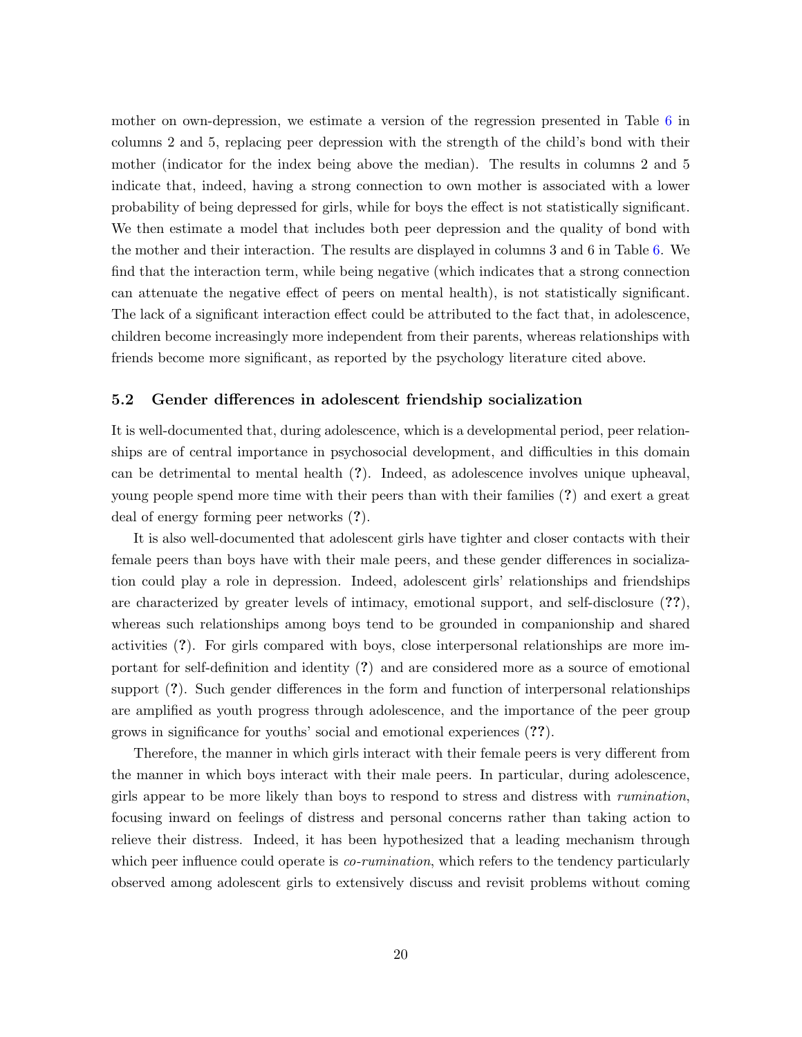mother on own-depression, we estimate a version of the regression presented in Table 6 in columns 2 and 5, replacing peer depression with the strength of the child's bond with their mother (indicator for the index being above the median). The results in columns 2 and 5 indicate that, indeed, having a strong connection to own mother is associated with a lower probability of being depressed for girls, while for boys the effect is not statistically significant. We then estimate a model that includes both peer depression and the quality of bond with the mother and their interaction. The results are displayed in columns 3 and 6 in Table 6. We find that the interaction term, while being negative (which indicates that a strong connection can attenuate the negative effect of peers on mental health), is not statistically significant. The lack of a significant interaction effect could be attributed to the fact that, in adolescence, children become increasingly more independent from their parents, whereas relationships with friends become more significant, as reported by the psychology literature cited above.

## 5.2 Gender differences in adolescent friendship socialization

It is well-documented that, during adolescence, which is a developmental period, peer relationships are of central importance in psychosocial development, and difficulties in this domain can be detrimental to mental health (**?**). Indeed, as adolescence involves unique upheaval, young people spend more time with their peers than with their families (**?**) and exert a great deal of energy forming peer networks (**?**).

It is also well-documented that adolescent girls have tighter and closer contacts with their female peers than boys have with their male peers, and these gender differences in socialization could play a role in depression. Indeed, adolescent girls' relationships and friendships are characterized by greater levels of intimacy, emotional support, and self-disclosure (**??**), whereas such relationships among boys tend to be grounded in companionship and shared activities (**?**). For girls compared with boys, close interpersonal relationships are more important for self-definition and identity (**?**) and are considered more as a source of emotional support (**?**). Such gender differences in the form and function of interpersonal relationships are amplified as youth progress through adolescence, and the importance of the peer group grows in significance for youths' social and emotional experiences (**??**).

Therefore, the manner in which girls interact with their female peers is very different from the manner in which boys interact with their male peers. In particular, during adolescence, girls appear to be more likely than boys to respond to stress and distress with *rumination*, focusing inward on feelings of distress and personal concerns rather than taking action to relieve their distress. Indeed, it has been hypothesized that a leading mechanism through which peer influence could operate is *co-rumination*, which refers to the tendency particularly observed among adolescent girls to extensively discuss and revisit problems without coming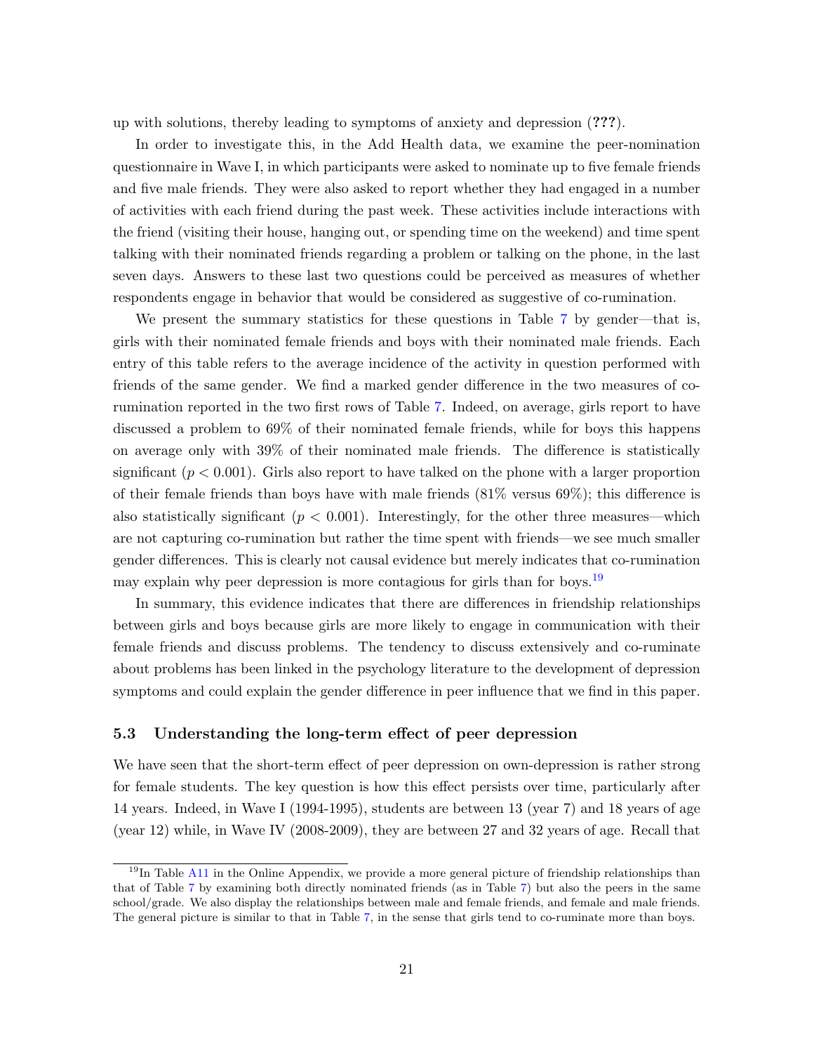up with solutions, thereby leading to symptoms of anxiety and depression (**???**).

In order to investigate this, in the Add Health data, we examine the peer-nomination questionnaire in Wave I, in which participants were asked to nominate up to five female friends and five male friends. They were also asked to report whether they had engaged in a number of activities with each friend during the past week. These activities include interactions with the friend (visiting their house, hanging out, or spending time on the weekend) and time spent talking with their nominated friends regarding a problem or talking on the phone, in the last seven days. Answers to these last two questions could be perceived as measures of whether respondents engage in behavior that would be considered as suggestive of co-rumination.

We present the summary statistics for these questions in Table 7 by gender—that is, girls with their nominated female friends and boys with their nominated male friends. Each entry of this table refers to the average incidence of the activity in question performed with friends of the same gender. We find a marked gender difference in the two measures of co-rumination reported in the two first rows of Table 7. Indeed, on average, girls report to have discussed a problem to 69% of their nominated female friends, while for boys this happens on average only with 39% of their nominated male friends. The difference is statistically significant ($p < 0.001$). Girls also report to have talked on the phone with a larger proportion of their female friends than boys have with male friends (81% versus 69%); this difference is also statistically significant ($p < 0.001$). Interestingly, for the other three measures—which are not capturing co-rumination but rather the time spent with friends—we see much smaller gender differences. This is clearly not causal evidence but merely indicates that co-rumination may explain why peer depression is more contagious for girls than for boys.[19]

In summary, this evidence indicates that there are differences in friendship relationships between girls and boys because girls are more likely to engage in communication with their female friends and discuss problems. The tendency to discuss extensively and co-ruminate about problems has been linked in the psychology literature to the development of depression symptoms and could explain the gender difference in peer influence that we find in this paper.

### 5.3 Understanding the long-term effect of peer depression

We have seen that the short-term effect of peer depression on own-depression is rather strong for female students. The key question is how this effect persists over time, particularly after 14 years. Indeed, in Wave I (1994-1995), students are between 13 (year 7) and 18 years of age (year 12) while, in Wave IV (2008-2009), they are between 27 and 32 years of age. Recall that

[19] In Table A11 in the Online Appendix, we provide a more general picture of friendship relationships than that of Table 7 by examining both directly nominated friends (as in Table 7) but also the peers in the same school/grade. We also display the relationships between male and female friends, and female and male friends. The general picture is similar to that in Table 7, in the sense that girls tend to co-ruminate more than boys.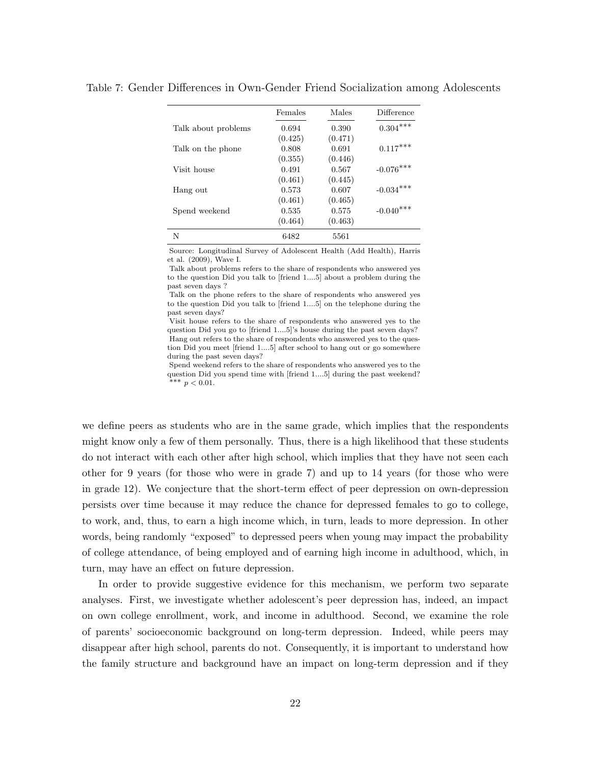Table 7: Gender Differences in Own-Gender Friend Socialization among Adolescents

| | Females | Males | Difference |
|---|---|---|---|
| Talk about problems | 0.694 | 0.390 | $0.304^{***}$ |
| | (0.425) | (0.471) | |
| Talk on the phone | 0.808 | 0.691 | $0.117^{***}$ |
| | (0.355) | (0.446) | |
| Visit house | 0.491 | 0.567 | $-0.076^{***}$ |
| | (0.461) | (0.445) | |
| Hang out | 0.573 | 0.607 | $-0.034^{***}$ |
| | (0.461) | (0.465) | |
| Spend weekend | 0.535 | 0.575 | $-0.040^{***}$ |
| | (0.464) | (0.463) | |
| N | 6482 | 5561 | |

Source: Longitudinal Survey of Adolescent Health (Add Health), Harris et al. (2009), Wave I.
Talk about problems refers to the share of respondents who answered yes to the question Did you talk to [friend 1....5] about a problem during the past seven days ?
Talk on the phone refers to the share of respondents who answered yes to the question Did you talk to [friend 1....5] on the telephone during the past seven days?
Visit house refers to the share of respondents who answered yes to the question Did you go to [friend 1....5]'s house during the past seven days?
Hang out refers to the share of respondents who answered yes to the question Did you meet [friend 1....5] after school to hang out or go somewhere during the past seven days?
Spend weekend refers to the share of respondents who answered yes to the question Did you spend time with [friend 1....5] during the past weekend?
$^{***}$ $p < 0.01$.

we define peers as students who are in the same grade, which implies that the respondents might know only a few of them personally. Thus, there is a high likelihood that these students do not interact with each other after high school, which implies that they have not seen each other for 9 years (for those who were in grade 7) and up to 14 years (for those who were in grade 12). We conjecture that the short-term effect of peer depression on own-depression persists over time because it may reduce the chance for depressed females to go to college, to work, and, thus, to earn a high income which, in turn, leads to more depression. In other words, being randomly "exposed" to depressed peers when young may impact the probability of college attendance, of being employed and of earning high income in adulthood, which, in turn, may have an effect on future depression.

In order to provide suggestive evidence for this mechanism, we perform two separate analyses. First, we investigate whether adolescent's peer depression has, indeed, an impact on own college enrollment, work, and income in adulthood. Second, we examine the role of parents' socioeconomic background on long-term depression. Indeed, while peers may disappear after high school, parents do not. Consequently, it is important to understand how the family structure and background have an impact on long-term depression and if they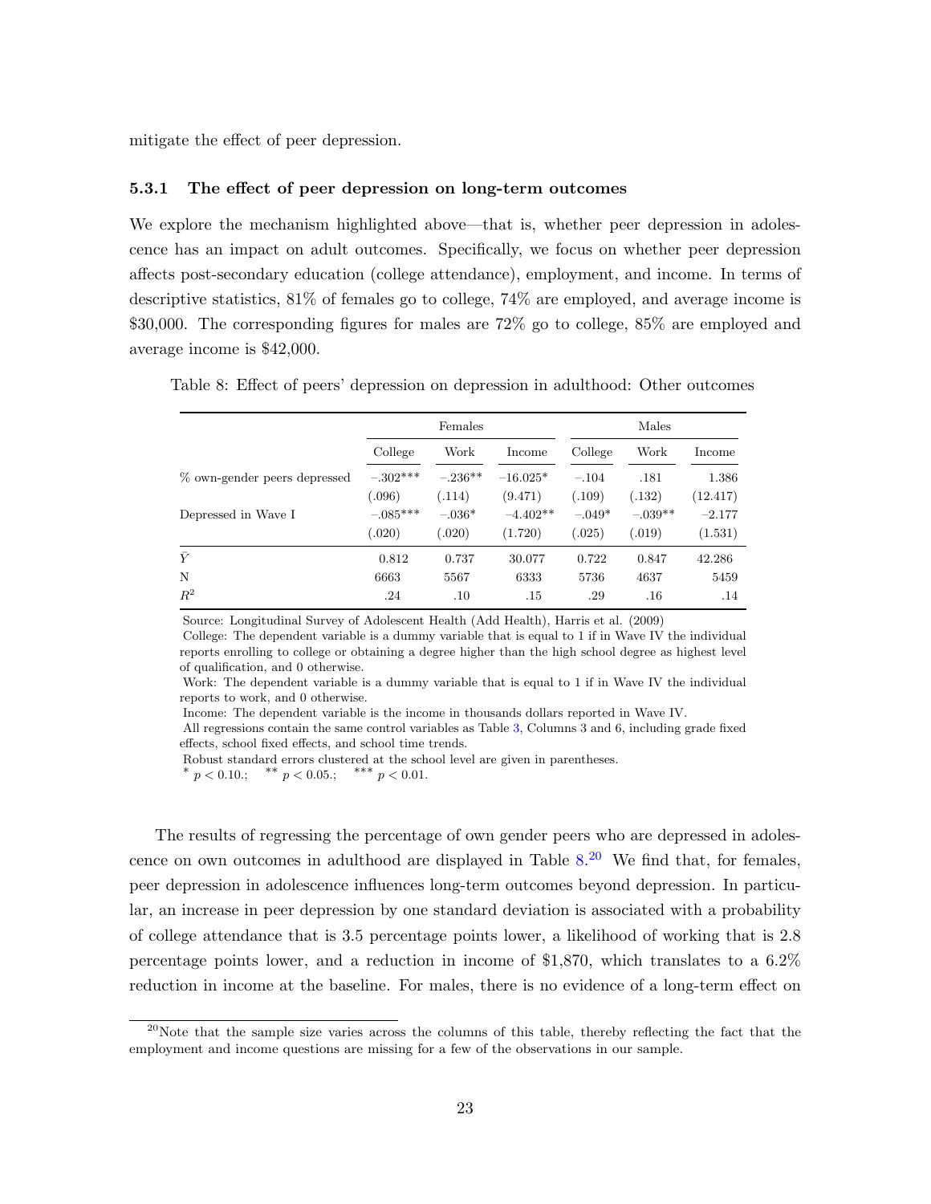mitigate the effect of peer depression.

### 5.3.1 The effect of peer depression on long-term outcomes

We explore the mechanism highlighted above—that is, whether peer depression in adolescence has an impact on adult outcomes. Specifically, we focus on whether peer depression affects post-secondary education (college attendance), employment, and income. In terms of descriptive statistics, 81% of females go to college, 74% are employed, and average income is \$30,000. The corresponding figures for males are 72% go to college, 85% are employed and average income is \$42,000.

Table 8: Effect of peers' depression on depression in adulthood: Other outcomes

| | Females | | | Males | | |
|---|---|---|---|---|---|---|
| | College | Work | Income | College | Work | Income |
| % own-gender peers depressed | $-.302^{***}$ | $-.236^{**}$ | $-16.025^{*}$ | $-.104$ | .181 | 1.386 |
| | (.096) | (.114) | (9.471) | (.109) | (.132) | (12.417) |
| Depressed in Wave I | $-.085^{***}$ | $-.036^{*}$ | $-4.402^{**}$ | $-.049^{*}$ | $-.039^{**}$ | $-2.177$ |
| | (.020) | (.020) | (1.720) | (.025) | (.019) | (1.531) |
| $\bar{Y}$ | 0.812 | 0.737 | 30.077 | 0.722 | 0.847 | 42.286 |
| N | 6663 | 5567 | 6333 | 5736 | 4637 | 5459 |
| $R^2$ | .24 | .10 | .15 | .29 | .16 | .14 |

Source: Longitudinal Survey of Adolescent Health (Add Health), Harris et al. (2009)
College: The dependent variable is a dummy variable that is equal to 1 if in Wave IV the individual reports enrolling to college or obtaining a degree higher than the high school degree as highest level of qualification, and 0 otherwise.
Work: The dependent variable is a dummy variable that is equal to 1 if in Wave IV the individual reports to work, and 0 otherwise.
Income: The dependent variable is the income in thousands dollars reported in Wave IV.
All regressions contain the same control variables as Table 3, Columns 3 and 6, including grade fixed effects, school fixed effects, and school time trends.
Robust standard errors clustered at the school level are given in parentheses.
$^{*}$ $p < 0.10$.; $^{**}$ $p < 0.05$.; $^{***}$ $p < 0.01$.

The results of regressing the percentage of own gender peers who are depressed in adolescence on own outcomes in adulthood are displayed in Table 8.[20] We find that, for females, peer depression in adolescence influences long-term outcomes beyond depression. In particular, an increase in peer depression by one standard deviation is associated with a probability of college attendance that is 3.5 percentage points lower, a likelihood of working that is 2.8 percentage points lower, and a reduction in income of \$1,870, which translates to a 6.2% reduction in income at the baseline. For males, there is no evidence of a long-term effect on

[20] Note that the sample size varies across the columns of this table, thereby reflecting the fact that the employment and income questions are missing for a few of the observations in our sample.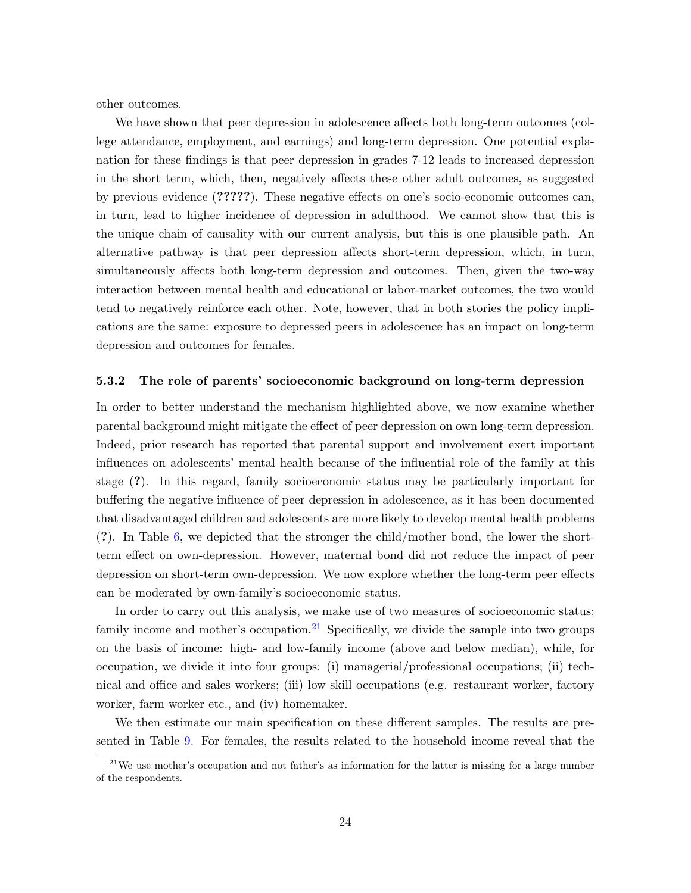other outcomes.

We have shown that peer depression in adolescence affects both long-term outcomes (college attendance, employment, and earnings) and long-term depression. One potential explanation for these findings is that peer depression in grades 7-12 leads to increased depression in the short term, which, then, negatively affects these other adult outcomes, as suggested by previous evidence (**?????**). These negative effects on one's socio-economic outcomes can, in turn, lead to higher incidence of depression in adulthood. We cannot show that this is the unique chain of causality with our current analysis, but this is one plausible path. An alternative pathway is that peer depression affects short-term depression, which, in turn, simultaneously affects both long-term depression and outcomes. Then, given the two-way interaction between mental health and educational or labor-market outcomes, the two would tend to negatively reinforce each other. Note, however, that in both stories the policy implications are the same: exposure to depressed peers in adolescence has an impact on long-term depression and outcomes for females.

#### 5.3.2 The role of parents' socioeconomic background on long-term depression

In order to better understand the mechanism highlighted above, we now examine whether parental background might mitigate the effect of peer depression on own long-term depression. Indeed, prior research has reported that parental support and involvement exert important influences on adolescents' mental health because of the influential role of the family at this stage (**?**). In this regard, family socioeconomic status may be particularly important for buffering the negative influence of peer depression in adolescence, as it has been documented that disadvantaged children and adolescents are more likely to develop mental health problems (**?**). In Table 6, we depicted that the stronger the child/mother bond, the lower the short-term effect on own-depression. However, maternal bond did not reduce the impact of peer depression on short-term own-depression. We now explore whether the long-term peer effects can be moderated by own-family's socioeconomic status.

In order to carry out this analysis, we make use of two measures of socioeconomic status: family income and mother's occupation.[21] Specifically, we divide the sample into two groups on the basis of income: high- and low-family income (above and below median), while, for occupation, we divide it into four groups: (i) managerial/professional occupations; (ii) technical and office and sales workers; (iii) low skill occupations (e.g. restaurant worker, factory worker, farm worker etc., and (iv) homemaker.

We then estimate our main specification on these different samples. The results are presented in Table 9. For females, the results related to the household income reveal that the

[21] We use mother's occupation and not father's as information for the latter is missing for a large number of the respondents.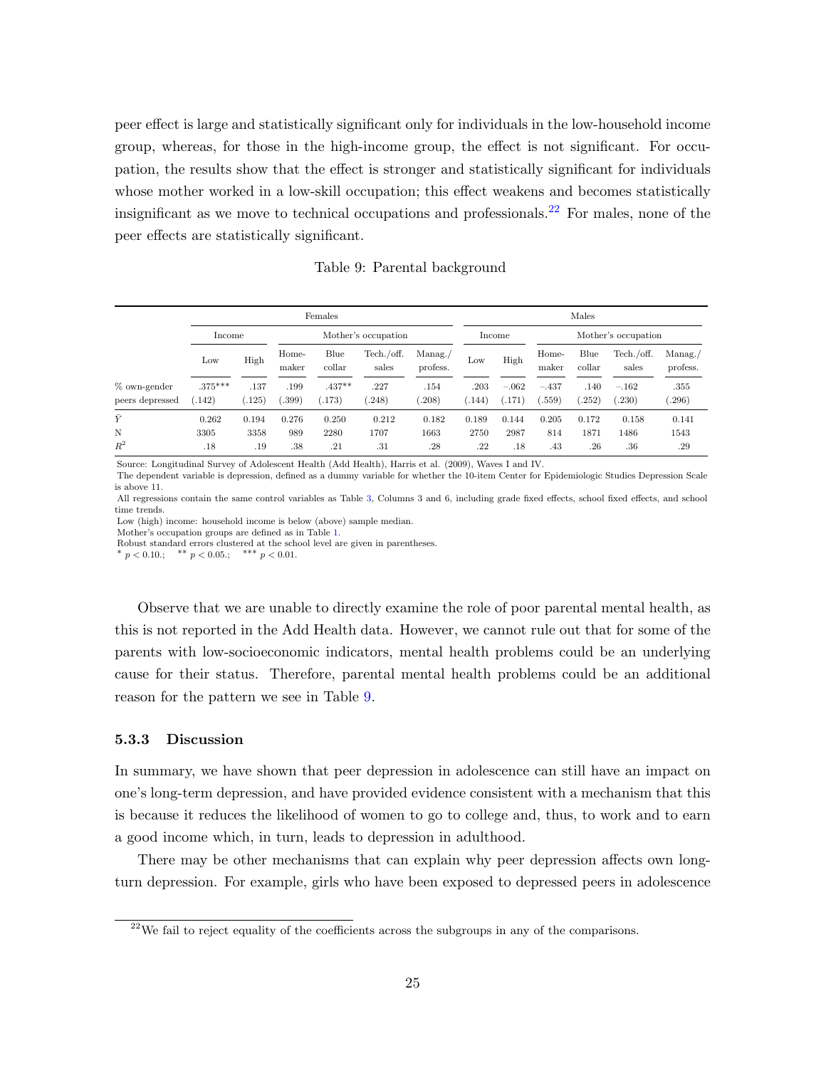peer effect is large and statistically significant only for individuals in the low-household income group, whereas, for those in the high-income group, the effect is not significant. For occupation, the results show that the effect is stronger and statistically significant for individuals whose mother worked in a low-skill occupation; this effect weakens and becomes statistically insignificant as we move to technical occupations and professionals.[22] For males, none of the peer effects are statistically significant.

Table 9: Parental background

| | Females | | | | | | Males | | | | | |
|---|---|---|---|---|---|---|---|---|---|---|---|---|
| | Income | | Mother's occupation | | | | Income | | Mother's occupation | | | |
| | Low | High | Home-maker | Blue collar | Tech./off. sales | Manag./profess. | Low | High | Home-maker | Blue collar | Tech./off. sales | Manag./profess. |
| % own-gender peers depressed | .375*** | .137 | .199 | .437** | .227 | .154 | .203 | −.062 | −.437 | .140 | −.162 | .355 |
| | (.142) | (.125) | (.399) | (.173) | (.248) | (.208) | (.144) | (.171) | (.559) | (.252) | (.230) | (.296) |
| $\bar{Y}$ | 0.262 | 0.194 | 0.276 | 0.250 | 0.212 | 0.182 | 0.189 | 0.144 | 0.205 | 0.172 | 0.158 | 0.141 |
| N | 3305 | 3358 | 989 | 2280 | 1707 | 1663 | 2750 | 2987 | 814 | 1871 | 1486 | 1543 |
| $R^2$ | .18 | .19 | .38 | .21 | .31 | .28 | .22 | .18 | .43 | .26 | .36 | .29 |

Source: Longitudinal Survey of Adolescent Health (Add Health), Harris et al. (2009), Waves I and IV.
The dependent variable is depression, defined as a dummy variable for whether the 10-item Center for Epidemiologic Studies Depression Scale is above 11.
All regressions contain the same control variables as Table 3, Columns 3 and 6, including grade fixed effects, school fixed effects, and school time trends.
Low (high) income: household income is below (above) sample median.
Mother's occupation groups are defined as in Table 1.
Robust standard errors clustered at the school level are given in parentheses.
* $p < 0.10$.; ** $p < 0.05$.; *** $p < 0.01$.

Observe that we are unable to directly examine the role of poor parental mental health, as this is not reported in the Add Health data. However, we cannot rule out that for some of the parents with low-socioeconomic indicators, mental health problems could be an underlying cause for their status. Therefore, parental mental health problems could be an additional reason for the pattern we see in Table 9.

### 5.3.3 Discussion

In summary, we have shown that peer depression in adolescence can still have an impact on one's long-term depression, and have provided evidence consistent with a mechanism that this is because it reduces the likelihood of women to go to college and, thus, to work and to earn a good income which, in turn, leads to depression in adulthood.

There may be other mechanisms that can explain why peer depression affects own long-turn depression. For example, girls who have been exposed to depressed peers in adolescence

[22] We fail to reject equality of the coefficients across the subgroups in any of the comparisons.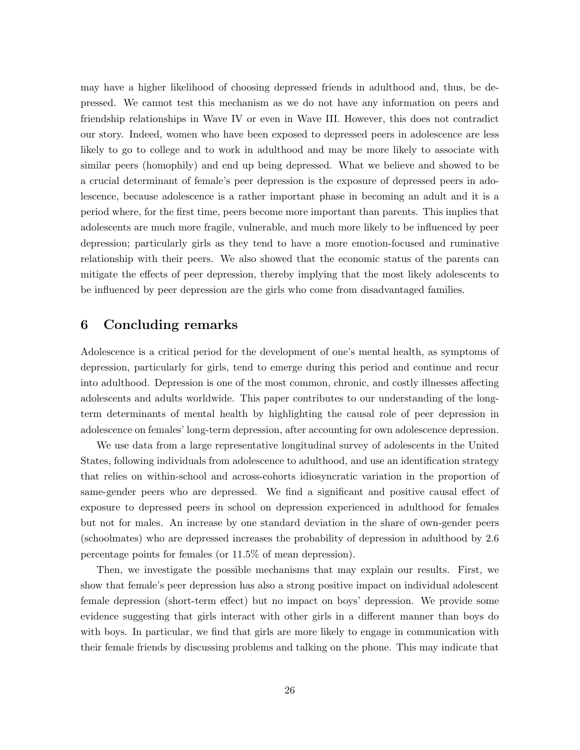may have a higher likelihood of choosing depressed friends in adulthood and, thus, be depressed. We cannot test this mechanism as we do not have any information on peers and friendship relationships in Wave IV or even in Wave III. However, this does not contradict our story. Indeed, women who have been exposed to depressed peers in adolescence are less likely to go to college and to work in adulthood and may be more likely to associate with similar peers (homophily) and end up being depressed. What we believe and showed to be a crucial determinant of female's peer depression is the exposure of depressed peers in adolescence, because adolescence is a rather important phase in becoming an adult and it is a period where, for the first time, peers become more important than parents. This implies that adolescents are much more fragile, vulnerable, and much more likely to be influenced by peer depression; particularly girls as they tend to have a more emotion-focused and ruminative relationship with their peers. We also showed that the economic status of the parents can mitigate the effects of peer depression, thereby implying that the most likely adolescents to be influenced by peer depression are the girls who come from disadvantaged families.

## 6 Concluding remarks

Adolescence is a critical period for the development of one's mental health, as symptoms of depression, particularly for girls, tend to emerge during this period and continue and recur into adulthood. Depression is one of the most common, chronic, and costly illnesses affecting adolescents and adults worldwide. This paper contributes to our understanding of the long-term determinants of mental health by highlighting the causal role of peer depression in adolescence on females' long-term depression, after accounting for own adolescence depression.

We use data from a large representative longitudinal survey of adolescents in the United States, following individuals from adolescence to adulthood, and use an identification strategy that relies on within-school and across-cohorts idiosyncratic variation in the proportion of same-gender peers who are depressed. We find a significant and positive causal effect of exposure to depressed peers in school on depression experienced in adulthood for females but not for males. An increase by one standard deviation in the share of own-gender peers (schoolmates) who are depressed increases the probability of depression in adulthood by 2.6 percentage points for females (or 11.5% of mean depression).

Then, we investigate the possible mechanisms that may explain our results. First, we show that female's peer depression has also a strong positive impact on individual adolescent female depression (short-term effect) but no impact on boys' depression. We provide some evidence suggesting that girls interact with other girls in a different manner than boys do with boys. In particular, we find that girls are more likely to engage in communication with their female friends by discussing problems and talking on the phone. This may indicate that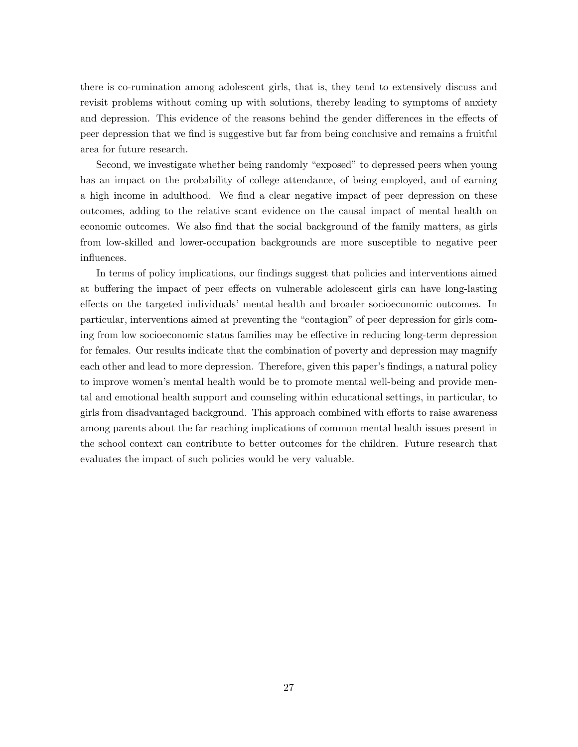there is co-rumination among adolescent girls, that is, they tend to extensively discuss and revisit problems without coming up with solutions, thereby leading to symptoms of anxiety and depression. This evidence of the reasons behind the gender differences in the effects of peer depression that we find is suggestive but far from being conclusive and remains a fruitful area for future research.

Second, we investigate whether being randomly "exposed" to depressed peers when young has an impact on the probability of college attendance, of being employed, and of earning a high income in adulthood. We find a clear negative impact of peer depression on these outcomes, adding to the relative scant evidence on the causal impact of mental health on economic outcomes. We also find that the social background of the family matters, as girls from low-skilled and lower-occupation backgrounds are more susceptible to negative peer influences.

In terms of policy implications, our findings suggest that policies and interventions aimed at buffering the impact of peer effects on vulnerable adolescent girls can have long-lasting effects on the targeted individuals' mental health and broader socioeconomic outcomes. In particular, interventions aimed at preventing the "contagion" of peer depression for girls coming from low socioeconomic status families may be effective in reducing long-term depression for females. Our results indicate that the combination of poverty and depression may magnify each other and lead to more depression. Therefore, given this paper's findings, a natural policy to improve women's mental health would be to promote mental well-being and provide mental and emotional health support and counseling within educational settings, in particular, to girls from disadvantaged background. This approach combined with efforts to raise awareness among parents about the far reaching implications of common mental health issues present in the school context can contribute to better outcomes for the children. Future research that evaluates the impact of such policies would be very valuable.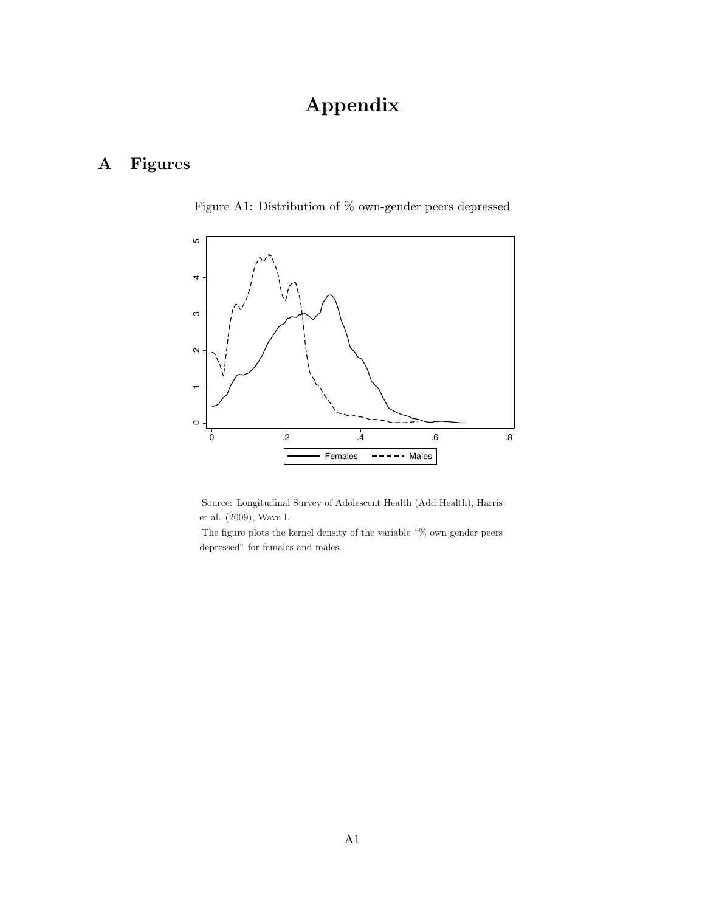# Appendix

## A Figures

Figure A1: Distribution of % own-gender peers depressed

Source: Longitudinal Survey of Adolescent Health (Add Health), Harris et al. (2009), Wave I.

The figure plots the kernel density of the variable "% own gender peers depressed" for females and males.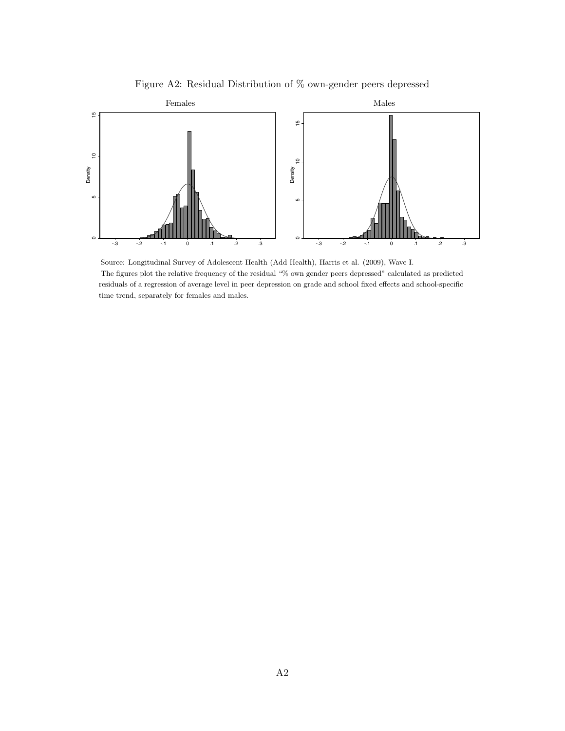Figure A2: Residual Distribution of % own-gender peers depressed

Source: Longitudinal Survey of Adolescent Health (Add Health), Harris et al. (2009), Wave I.

The figures plot the relative frequency of the residual "% own gender peers depressed" calculated as predicted residuals of a regression of average level in peer depression on grade and school fixed effects and school-specific time trend, separately for females and males.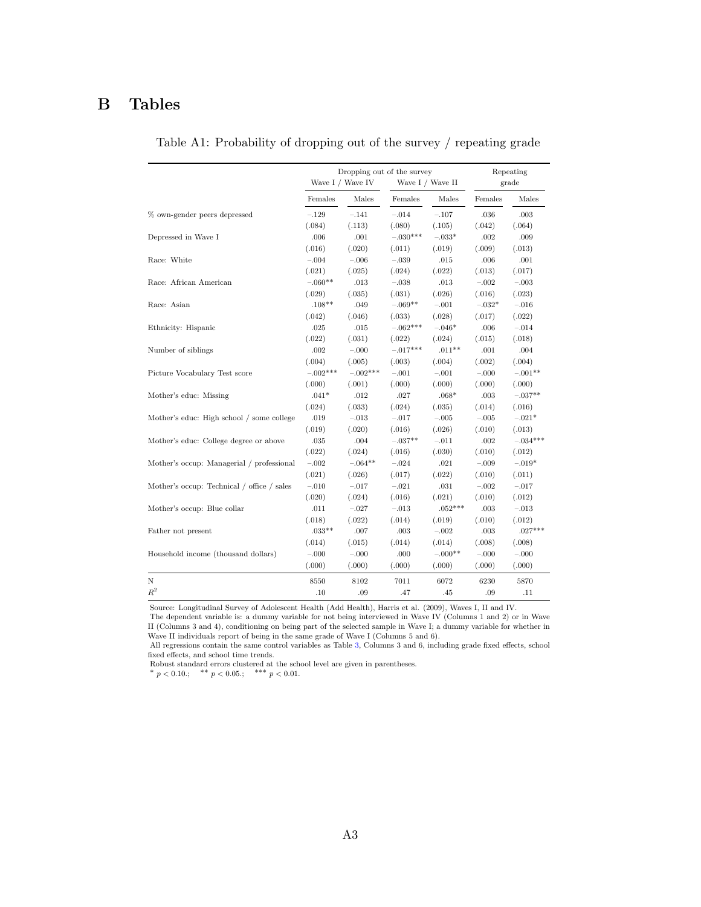# B Tables

Table A1: Probability of dropping out of the survey / repeating grade

| | Dropping out of the survey | | | | Repeating grade | |
|---|---|---|---|---|---|---|
| | Wave I / Wave IV | | Wave I / Wave II | | | |
| | Females | Males | Females | Males | Females | Males |
| % own-gender peers depressed | −.129 | −.141 | −.014 | −.107 | .036 | .003 |
| | (.084) | (.113) | (.080) | (.105) | (.042) | (.064) |
| Depressed in Wave I | .006 | .001 | −.030*** | −.033* | .002 | .009 |
| | (.016) | (.020) | (.011) | (.019) | (.009) | (.013) |
| Race: White | −.004 | −.006 | −.039 | .015 | .006 | .001 |
| | (.021) | (.025) | (.024) | (.022) | (.013) | (.017) |
| Race: African American | −.060** | .013 | −.038 | .013 | −.002 | −.003 |
| | (.029) | (.035) | (.031) | (.026) | (.016) | (.023) |
| Race: Asian | .108** | .049 | −.069** | −.001 | −.032* | −.016 |
| | (.042) | (.046) | (.033) | (.028) | (.017) | (.022) |
| Ethnicity: Hispanic | .025 | .015 | −.062*** | −.046* | .006 | −.014 |
| | (.022) | (.031) | (.022) | (.024) | (.015) | (.018) |
| Number of siblings | .002 | −.000 | −.017*** | .011** | .001 | .004 |
| | (.004) | (.005) | (.003) | (.004) | (.002) | (.004) |
| Picture Vocabulary Test score | −.002*** | −.002*** | −.001 | −.001 | −.000 | −.001** |
| | (.000) | (.001) | (.000) | (.000) | (.000) | (.000) |
| Mother's educ: Missing | .041* | .012 | .027 | .068* | .003 | −.037** |
| | (.024) | (.033) | (.024) | (.035) | (.014) | (.016) |
| Mother's educ: High school / some college | .019 | −.013 | −.017 | −.005 | −.005 | −.021* |
| | (.019) | (.020) | (.016) | (.026) | (.010) | (.013) |
| Mother's educ: College degree or above | .035 | .004 | −.037** | −.011 | .002 | −.034*** |
| | (.022) | (.024) | (.016) | (.030) | (.010) | (.012) |
| Mother's occup: Managerial / professional | −.002 | −.064** | −.024 | .021 | −.009 | −.019* |
| | (.021) | (.026) | (.017) | (.022) | (.010) | (.011) |
| Mother's occup: Technical / office / sales | −.010 | −.017 | −.021 | .031 | −.002 | −.017 |
| | (.020) | (.024) | (.016) | (.021) | (.010) | (.012) |
| Mother's occup: Blue collar | .011 | −.027 | −.013 | .052*** | .003 | −.013 |
| | (.018) | (.022) | (.014) | (.019) | (.010) | (.012) |
| Father not present | .033** | .007 | .003 | −.002 | .003 | .027*** |
| | (.014) | (.015) | (.014) | (.014) | (.008) | (.008) |
| Household income (thousand dollars) | −.000 | −.000 | .000 | −.000** | −.000 | −.000 |
| | (.000) | (.000) | (.000) | (.000) | (.000) | (.000) |
| N | 8550 | 8102 | 7011 | 6072 | 6230 | 5870 |
| $R^2$ | .10 | .09 | .47 | .45 | .09 | .11 |

Source: Longitudinal Survey of Adolescent Health (Add Health), Harris et al. (2009), Waves I, II and IV.
The dependent variable is: a dummy variable for not being interviewed in Wave IV (Columns 1 and 2) or in Wave II (Columns 3 and 4), conditioning on being part of the selected sample in Wave I; a dummy variable for whether in Wave II individuals report of being in the same grade of Wave I (Columns 5 and 6).
All regressions contain the same control variables as Table 3, Columns 3 and 6, including grade fixed effects, school fixed effects, and school time trends.
Robust standard errors clustered at the school level are given in parentheses.
* $p < 0.10$.; ** $p < 0.05$.; *** $p < 0.01$.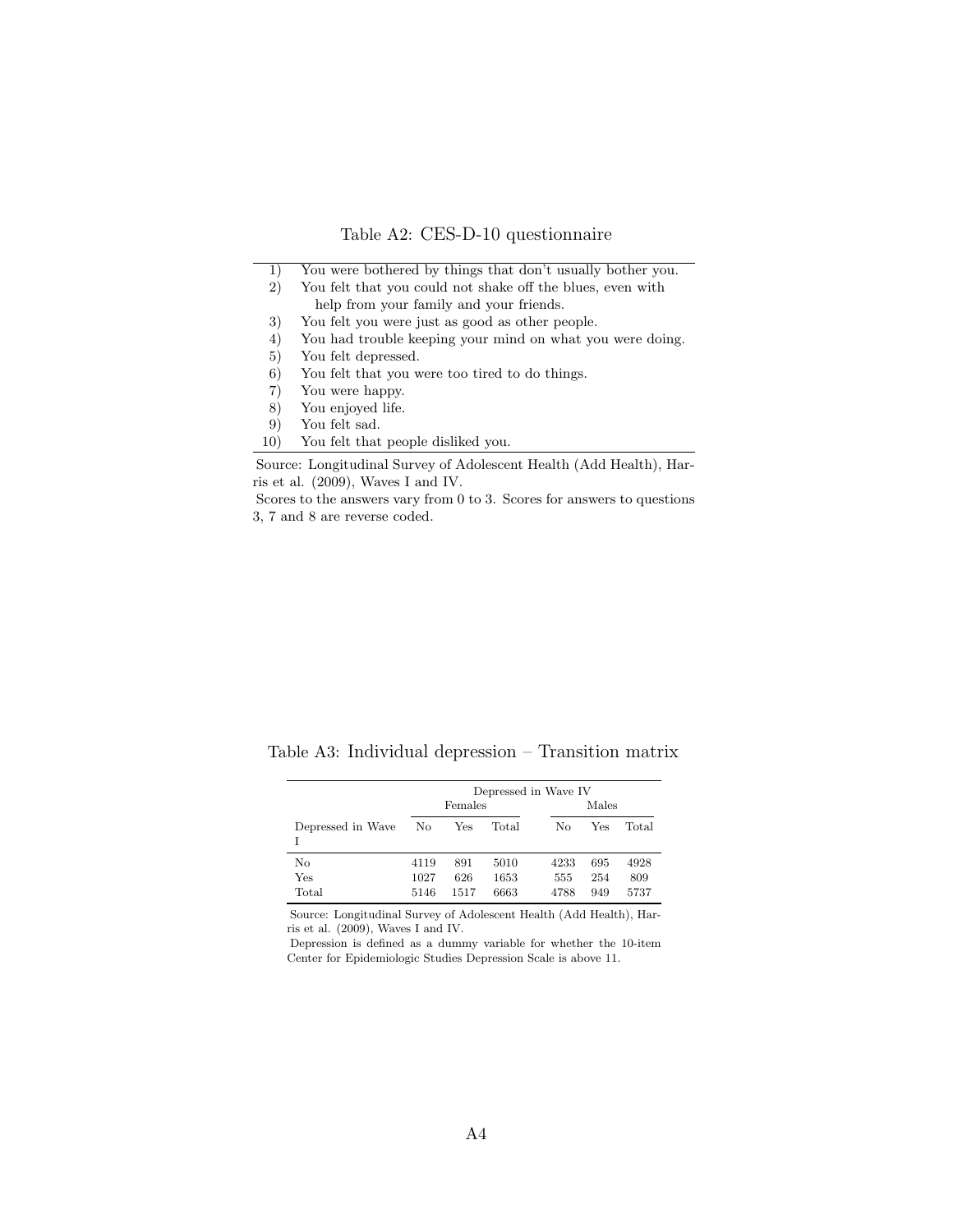Table A2: CES-D-10 questionnaire

| | |
|---|---|
| 1) | You were bothered by things that don't usually bother you. |
| 2) | You felt that you could not shake off the blues, even with help from your family and your friends. |
| 3) | You felt you were just as good as other people. |
| 4) | You had trouble keeping your mind on what you were doing. |
| 5) | You felt depressed. |
| 6) | You felt that you were too tired to do things. |
| 7) | You were happy. |
| 8) | You enjoyed life. |
| 9) | You felt sad. |
| 10) | You felt that people disliked you. |

Source: Longitudinal Survey of Adolescent Health (Add Health), Harris et al. (2009), Waves I and IV.

Scores to the answers vary from 0 to 3. Scores for answers to questions 3, 7 and 8 are reverse coded.

Table A3: Individual depression – Transition matrix

| | Depressed in Wave IV | | | | | |
|---|---|---|---|---|---|---|
| | Females | | | Males | | |
| Depressed in Wave I | No | Yes | Total | No | Yes | Total |
| No | 4119 | 891 | 5010 | 4233 | 695 | 4928 |
| Yes | 1027 | 626 | 1653 | 555 | 254 | 809 |
| Total | 5146 | 1517 | 6663 | 4788 | 949 | 5737 |

Source: Longitudinal Survey of Adolescent Health (Add Health), Harris et al. (2009), Waves I and IV.

Depression is defined as a dummy variable for whether the 10-item Center for Epidemiologic Studies Depression Scale is above 11.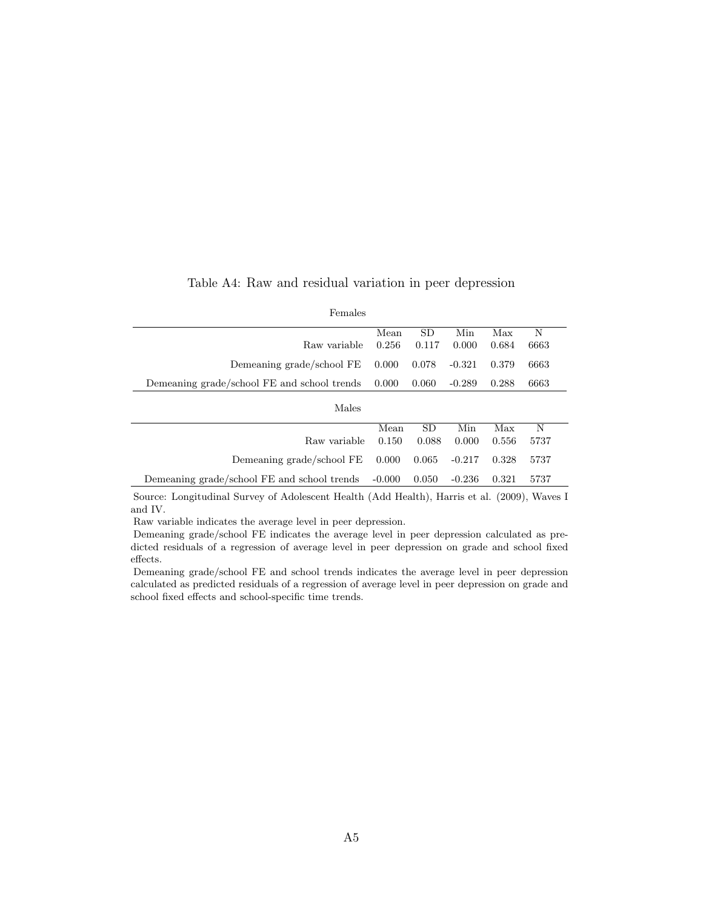Table A4: Raw and residual variation in peer depression

Females

| | Mean | SD | Min | Max | N |
|---|---|---|---|---|---|
| Raw variable | 0.256 | 0.117 | 0.000 | 0.684 | 6663 |
| Demeaning grade/school FE | 0.000 | 0.078 | -0.321 | 0.379 | 6663 |
| Demeaning grade/school FE and school trends | 0.000 | 0.060 | -0.289 | 0.288 | 6663 |

Males

| | Mean | SD | Min | Max | N |
|---|---|---|---|---|---|
| Raw variable | 0.150 | 0.088 | 0.000 | 0.556 | 5737 |
| Demeaning grade/school FE | 0.000 | 0.065 | -0.217 | 0.328 | 5737 |
| Demeaning grade/school FE and school trends | -0.000 | 0.050 | -0.236 | 0.321 | 5737 |

Source: Longitudinal Survey of Adolescent Health (Add Health), Harris et al. (2009), Waves I and IV.

Raw variable indicates the average level in peer depression.

Demeaning grade/school FE indicates the average level in peer depression calculated as predicted residuals of a regression of average level in peer depression on grade and school fixed effects.

Demeaning grade/school FE and school trends indicates the average level in peer depression calculated as predicted residuals of a regression of average level in peer depression on grade and school fixed effects and school-specific time trends.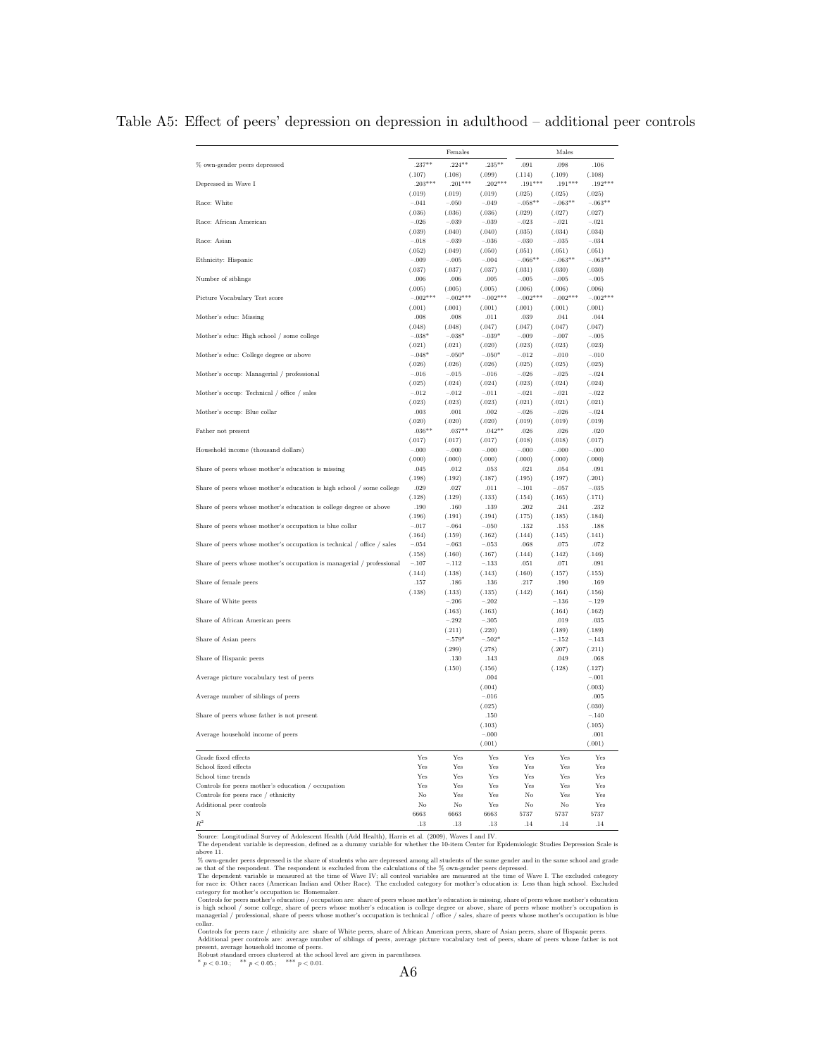Table A5: Effect of peers' depression on depression in adulthood – additional peer controls

| | Females | | | Males | | |
|---|---|---|---|---|---|---|
| % own-gender peers depressed | .237** | .224** | .235** | .091 | .098 | .106 |
| | (.107) | (.108) | (.099) | (.114) | (.109) | (.108) |
| Depressed in Wave I | .203*** | .201*** | .202*** | .191*** | .191*** | .192*** |
| | (.019) | (.019) | (.019) | (.025) | (.025) | (.025) |
| Race: White | −.041 | −.050 | −.049 | −.058** | −.063** | −.063** |
| | (.036) | (.036) | (.036) | (.029) | (.027) | (.027) |
| Race: African American | −.026 | −.039 | −.039 | −.023 | −.021 | −.021 |
| | (.039) | (.040) | (.040) | (.035) | (.034) | (.034) |
| Race: Asian | −.018 | −.039 | −.036 | −.030 | −.035 | −.034 |
| | (.052) | (.049) | (.050) | (.051) | (.051) | (.051) |
| Ethnicity: Hispanic | −.009 | −.005 | −.004 | −.066** | −.063** | −.063** |
| | (.037) | (.037) | (.037) | (.031) | (.030) | (.030) |
| Number of siblings | .006 | .006 | .005 | −.005 | −.005 | −.005 |
| | (.005) | (.005) | (.005) | (.006) | (.006) | (.006) |
| Picture Vocabulary Test score | −.002*** | −.002*** | −.002*** | −.002*** | −.002*** | −.002*** |
| | (.001) | (.001) | (.001) | (.001) | (.001) | (.001) |
| Mother's educ: Missing | .008 | .008 | .011 | .039 | .041 | .044 |
| | (.048) | (.048) | (.047) | (.047) | (.047) | (.047) |
| Mother's educ: High school / some college | −.038* | −.038* | −.039* | −.009 | −.007 | −.005 |
| | (.021) | (.021) | (.020) | (.023) | (.023) | (.023) |
| Mother's educ: College degree or above | −.048* | −.050* | −.050* | −.012 | −.010 | −.010 |
| | (.026) | (.026) | (.026) | (.025) | (.025) | (.025) |
| Mother's occup: Managerial / professional | −.016 | −.015 | −.016 | −.026 | −.025 | −.024 |
| | (.025) | (.024) | (.024) | (.023) | (.024) | (.024) |
| Mother's occup: Technical / office / sales | −.012 | −.012 | −.011 | −.021 | −.021 | −.022 |
| | (.023) | (.023) | (.023) | (.021) | (.021) | (.021) |
| Mother's occup: Blue collar | .003 | .001 | .002 | −.026 | −.026 | −.024 |
| | (.020) | (.020) | (.020) | (.019) | (.019) | (.019) |
| Father not present | .036** | .037** | .042** | .026 | .026 | .020 |
| | (.017) | (.017) | (.017) | (.018) | (.018) | (.017) |
| Household income (thousand dollars) | −.000 | −.000 | −.000 | −.000 | −.000 | −.000 |
| | (.000) | (.000) | (.000) | (.000) | (.000) | (.000) |
| Share of peers whose mother's education is missing | .045 | .012 | .053 | .021 | .054 | .091 |
| | (.198) | (.192) | (.187) | (.195) | (.197) | (.201) |
| Share of peers whose mother's education is high school / some college | .029 | .027 | .011 | −.101 | −.057 | −.035 |
| | (.128) | (.129) | (.133) | (.154) | (.165) | (.171) |
| Share of peers whose mother's education is college degree or above | .190 | .160 | .139 | .202 | .241 | .232 |
| | (.196) | (.191) | (.194) | (.175) | (.185) | (.184) |
| Share of peers whose mother's occupation is blue collar | −.017 | −.064 | −.050 | .132 | .153 | .188 |
| | (.164) | (.159) | (.162) | (.144) | (.145) | (.141) |
| Share of peers whose mother's occupation is technical / office / sales | −.054 | −.063 | −.053 | .068 | .075 | .072 |
| | (.158) | (.160) | (.167) | (.144) | (.142) | (.146) |
| Share of peers whose mother's occupation is managerial / professional | −.107 | −.112 | −.133 | .051 | .071 | .091 |
| | (.144) | (.138) | (.143) | (.160) | (.157) | (.155) |
| Share of female peers | .157 | .186 | .136 | .217 | .190 | .169 |
| | (.138) | (.133) | (.135) | (.142) | (.164) | (.156) |
| Share of White peers | | −.206 | −.202 | | −.136 | −.129 |
| | | (.163) | (.163) | | (.164) | (.162) |
| Share of African American peers | | −.292 | −.305 | | .019 | .035 |
| | | (.211) | (.220) | | (.189) | (.189) |
| Share of Asian peers | | −.579* | −.502* | | −.152 | −.143 |
| | | (.299) | (.278) | | (.207) | (.211) |
| Share of Hispanic peers | | .130 | .143 | | .049 | .068 |
| | | (.150) | (.156) | | (.128) | (.127) |
| Average picture vocabulary test of peers | | | .004 | | | −.001 |
| | | | (.004) | | | (.003) |
| Average number of siblings of peers | | | −.016 | | | .005 |
| | | | (.025) | | | (.030) |
| Share of peers whose father is not present | | | .150 | | | −.140 |
| | | | (.103) | | | (.105) |
| Average household income of peers | | | −.000 | | | .001 |
| | | | (.001) | | | (.001) |
| Grade fixed effects | Yes | Yes | Yes | Yes | Yes | Yes |
| School fixed effects | Yes | Yes | Yes | Yes | Yes | Yes |
| School time trends | Yes | Yes | Yes | Yes | Yes | Yes |
| Controls for peers mother's education / occupation | Yes | Yes | Yes | Yes | Yes | Yes |
| Controls for peers race / ethnicity | No | Yes | Yes | No | Yes | Yes |
| Additional peer controls | No | No | Yes | No | No | Yes |
| N | 6663 | 6663 | 6663 | 5737 | 5737 | 5737 |
| $R^2$ | .13 | .13 | .13 | .14 | .14 | .14 |

Source: Longitudinal Survey of Adolescent Health (Add Health), Harris et al. (2009), Waves I and IV.
The dependent variable is depression, defined as a dummy variable for whether the 10-item Center for Epidemiologic Studies Depression Scale is above 11.
% own-gender peers depressed is the share of students who are depressed among all students of the same gender and in the same school and grade as that of the respondent. The respondent is excluded from the calculations of the % own-gender peers depressed.
The dependent variable is measured at the time of Wave IV; all control variables are measured at the time of Wave I. The excluded category for race is: Other races (American Indian and Other Race). The excluded category for mother's education is: Less than high school. Excluded category for mother's occupation is: Homemaker.
Controls for peers mother's education / occupation are: share of peers whose mother's education is missing, share of peers whose mother's education is high school / some college, share of peers whose mother's education is college degree or above, share of peers whose mother's occupation is managerial / professional, share of peers whose mother's occupation is technical / office / sales, share of peers whose mother's occupation is blue collar.
Controls for peers race / ethnicity are: share of White peers, share of African American peers, share of Asian peers, share of Hispanic peers.
Additional peer controls are: average number of siblings of peers, average picture vocabulary test of peers, share of peers whose father is not present, average household income of peers.
Robust standard errors clustered at the school level are given in parentheses.
* $p < 0.10$.; ** $p < 0.05$.; *** $p < 0.01$.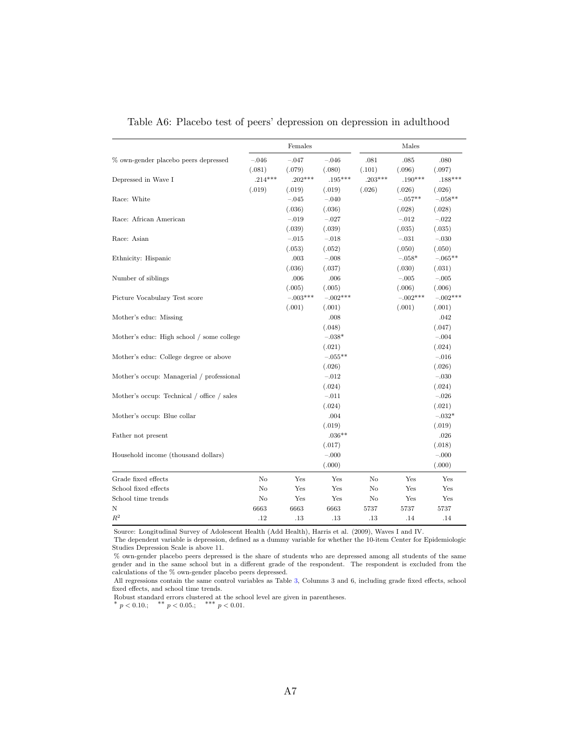Table A6: Placebo test of peers' depression on depression in adulthood

| | Females | | | Males | | |
|---|---|---|---|---|---|---|
| % own-gender placebo peers depressed | −.046 | −.047 | −.046 | .081 | .085 | .080 |
| | (.081) | (.079) | (.080) | (.101) | (.096) | (.097) |
| Depressed in Wave I | .214*** | .202*** | .195*** | .203*** | .190*** | .188*** |
| | (.019) | (.019) | (.019) | (.026) | (.026) | (.026) |
| Race: White | | −.045 | −.040 | | −.057** | −.058** |
| | | (.036) | (.036) | | (.028) | (.028) |
| Race: African American | | −.019 | −.027 | | −.012 | −.022 |
| | | (.039) | (.039) | | (.035) | (.035) |
| Race: Asian | | −.015 | −.018 | | −.031 | −.030 |
| | | (.053) | (.052) | | (.050) | (.050) |
| Ethnicity: Hispanic | | .003 | −.008 | | −.058* | −.065** |
| | | (.036) | (.037) | | (.030) | (.031) |
| Number of siblings | | .006 | .006 | | −.005 | −.005 |
| | | (.005) | (.005) | | (.006) | (.006) |
| Picture Vocabulary Test score | | −.003*** | −.002*** | | −.002*** | −.002*** |
| | | (.001) | (.001) | | (.001) | (.001) |
| Mother's educ: Missing | | | .008 | | | .042 |
| | | | (.048) | | | (.047) |
| Mother's educ: High school / some college | | | −.038* | | | −.004 |
| | | | (.021) | | | (.024) |
| Mother's educ: College degree or above | | | −.055** | | | −.016 |
| | | | (.026) | | | (.026) |
| Mother's occup: Managerial / professional | | | −.012 | | | −.030 |
| | | | (.024) | | | (.024) |
| Mother's occup: Technical / office / sales | | | −.011 | | | −.026 |
| | | | (.024) | | | (.021) |
| Mother's occup: Blue collar | | | .004 | | | −.032* |
| | | | (.019) | | | (.019) |
| Father not present | | | .036** | | | .026 |
| | | | (.017) | | | (.018) |
| Household income (thousand dollars) | | | −.000 | | | −.000 |
| | | | (.000) | | | (.000) |
| Grade fixed effects | No | Yes | Yes | No | Yes | Yes |
| School fixed effects | No | Yes | Yes | No | Yes | Yes |
| School time trends | No | Yes | Yes | No | Yes | Yes |
| N | 6663 | 6663 | 6663 | 5737 | 5737 | 5737 |
| $R^2$ | .12 | .13 | .13 | .13 | .14 | .14 |

Source: Longitudinal Survey of Adolescent Health (Add Health), Harris et al. (2009), Waves I and IV.

The dependent variable is depression, defined as a dummy variable for whether the 10-item Center for Epidemiologic Studies Depression Scale is above 11.

% own-gender placebo peers depressed is the share of students who are depressed among all students of the same gender and in the same school but in a different grade of the respondent. The respondent is excluded from the calculations of the % own-gender placebo peers depressed.

All regressions contain the same control variables as Table 3, Columns 3 and 6, including grade fixed effects, school fixed effects, and school time trends.

Robust standard errors clustered at the school level are given in parentheses.

* $p < 0.10$.; ** $p < 0.05$.; *** $p < 0.01$.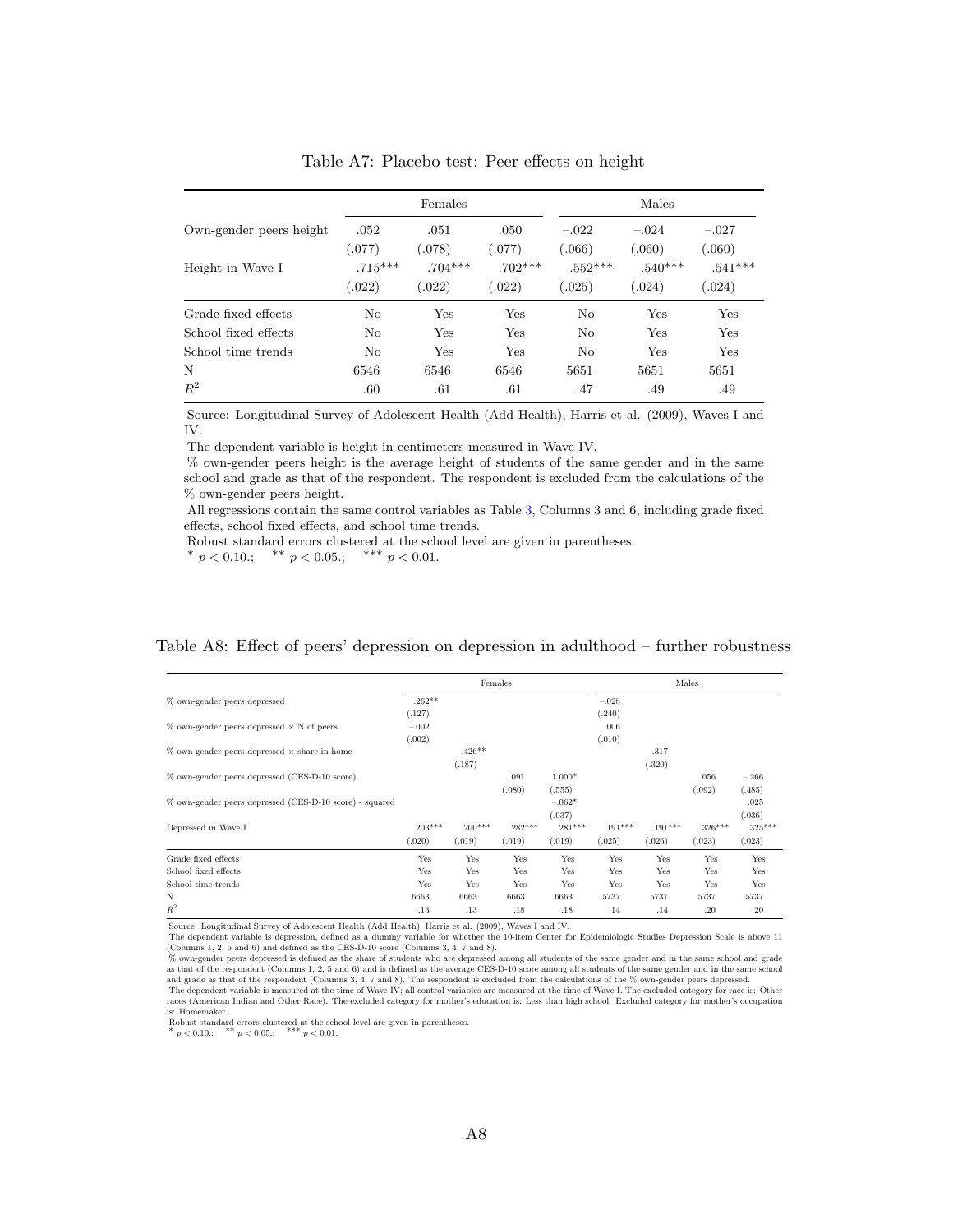Table A7: Placebo test: Peer effects on height

| | Females | | | Males | | |
|---|---|---|---|---|---|---|
| Own-gender peers height | .052 | .051 | .050 | −.022 | −.024 | −.027 |
| | (.077) | (.078) | (.077) | (.066) | (.060) | (.060) |
| Height in Wave I | .715*** | .704*** | .702*** | .552*** | .540*** | .541*** |
| | (.022) | (.022) | (.022) | (.025) | (.024) | (.024) |
| Grade fixed effects | No | Yes | Yes | No | Yes | Yes |
| School fixed effects | No | Yes | Yes | No | Yes | Yes |
| School time trends | No | Yes | Yes | No | Yes | Yes |
| N | 6546 | 6546 | 6546 | 5651 | 5651 | 5651 |
| $R^2$ | .60 | .61 | .61 | .47 | .49 | .49 |

Source: Longitudinal Survey of Adolescent Health (Add Health), Harris et al. (2009), Waves I and IV.

The dependent variable is height in centimeters measured in Wave IV.

% own-gender peers height is the average height of students of the same gender and in the same school and grade as that of the respondent. The respondent is excluded from the calculations of the % own-gender peers height.

All regressions contain the same control variables as Table 3, Columns 3 and 6, including grade fixed effects, school fixed effects, and school time trends.

Robust standard errors clustered at the school level are given in parentheses.

$^{*}$ $p < 0.10.$; $^{**}$ $p < 0.05.$; $^{***}$ $p < 0.01.$

Table A8: Effect of peers' depression on depression in adulthood – further robustness

| | Females | | | | Males | | | |
|---|---|---|---|---|---|---|---|---|
| % own-gender peers depressed | .262** | | | | −.028 | | | |
| | (.127) | | | | (.240) | | | |
| % own-gender peers depressed × N of peers | −.002 | | | | .006 | | | |
| | (.002) | | | | (.010) | | | |
| % own-gender peers depressed × share in home | | .426** | | | | .317 | | |
| | | (.187) | | | | (.320) | | |
| % own-gender peers depressed (CES-D-10 score) | | | .091 | 1.000* | | | .056 | −.266 |
| | | | (.080) | (.555) | | | (.092) | (.485) |
| % own-gender peers depressed (CES-D-10 score) - squared | | | | −.062* | | | | .025 |
| | | | | (.037) | | | | (.036) |
| Depressed in Wave I | .203*** | .200*** | .282*** | .281*** | .191*** | .191*** | .326*** | .325*** |
| | (.020) | (.019) | (.019) | (.019) | (.025) | (.026) | (.023) | (.023) |
| Grade fixed effects | Yes | Yes | Yes | Yes | Yes | Yes | Yes | Yes |
| School fixed effects | Yes | Yes | Yes | Yes | Yes | Yes | Yes | Yes |
| School time trends | Yes | Yes | Yes | Yes | Yes | Yes | Yes | Yes |
| N | 6663 | 6663 | 6663 | 6663 | 5737 | 5737 | 5737 | 5737 |
| $R^2$ | .13 | .13 | .18 | .18 | .14 | .14 | .20 | .20 |

Source: Longitudinal Survey of Adolescent Health (Add Health), Harris et al. (2009), Waves I and IV.

The dependent variable is depression, defined as a dummy variable for whether the 10-item Center for Epidemiologic Studies Depression Scale is above 11 (Columns 1, 2, 5 and 6) and defined as the CES-D-10 score (Columns 3, 4, 7 and 8).

% own-gender peers depressed is defined as the share of students who are depressed among all students of the same gender and in the same school and grade as that of the respondent (Columns 1, 2, 5 and 6) and is defined as the average CES-D-10 score among all students of the same gender and in the same school and grade as that of the respondent (Columns 3, 4, 7 and 8). The respondent is excluded from the calculations of the % own-gender peers depressed.

The dependent variable is measured at the time of Wave IV; all control variables are measured at the time of Wave I. The excluded category for race is: Other races (American Indian and Other Race). The excluded category for mother's education is: Less than high school. Excluded category for mother's occupation is: Homemaker.

Robust standard errors clustered at the school level are given in parentheses.

$^{*}$ $p < 0.10.$; $^{**}$ $p < 0.05.$; $^{***}$ $p < 0.01.$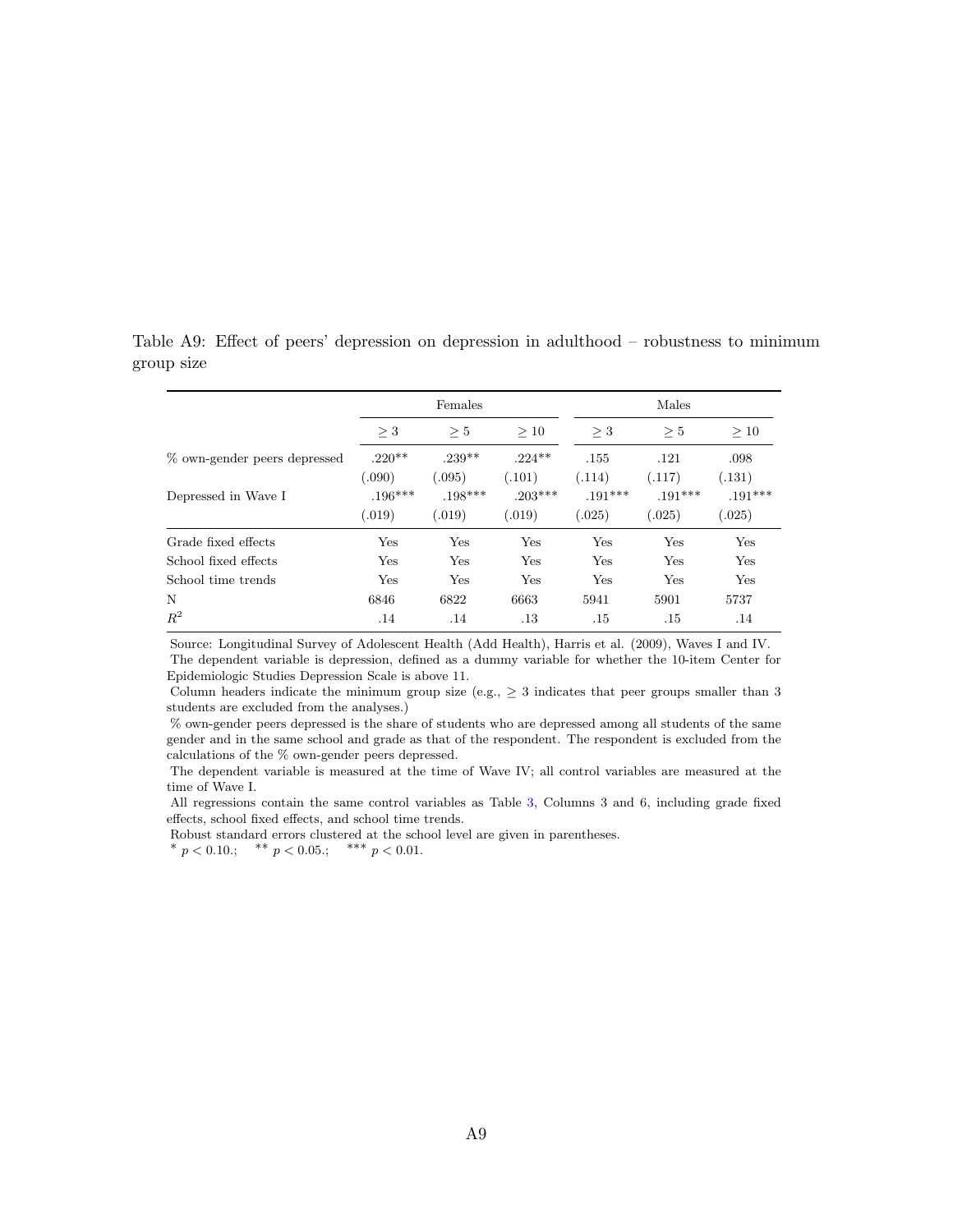Table A9: Effect of peers' depression on depression in adulthood – robustness to minimum group size

| | Females | | | Males | | |
|---|---|---|---|---|---|---|
| | $\geq 3$ | $\geq 5$ | $\geq 10$ | $\geq 3$ | $\geq 5$ | $\geq 10$ |
| % own-gender peers depressed | .220** | .239** | .224** | .155 | .121 | .098 |
| | (.090) | (.095) | (.101) | (.114) | (.117) | (.131) |
| Depressed in Wave I | .196*** | .198*** | .203*** | .191*** | .191*** | .191*** |
| | (.019) | (.019) | (.019) | (.025) | (.025) | (.025) |
| Grade fixed effects | Yes | Yes | Yes | Yes | Yes | Yes |
| School fixed effects | Yes | Yes | Yes | Yes | Yes | Yes |
| School time trends | Yes | Yes | Yes | Yes | Yes | Yes |
| N | 6846 | 6822 | 6663 | 5941 | 5901 | 5737 |
| $R^2$ | .14 | .14 | .13 | .15 | .15 | .14 |

Source: Longitudinal Survey of Adolescent Health (Add Health), Harris et al. (2009), Waves I and IV.
The dependent variable is depression, defined as a dummy variable for whether the 10-item Center for Epidemiologic Studies Depression Scale is above 11.
Column headers indicate the minimum group size (e.g., $\geq 3$ indicates that peer groups smaller than 3 students are excluded from the analyses.)
% own-gender peers depressed is the share of students who are depressed among all students of the same gender and in the same school and grade as that of the respondent. The respondent is excluded from the calculations of the % own-gender peers depressed.
The dependent variable is measured at the time of Wave IV; all control variables are measured at the time of Wave I.
All regressions contain the same control variables as Table 3, Columns 3 and 6, including grade fixed effects, school fixed effects, and school time trends.
Robust standard errors clustered at the school level are given in parentheses.
* $p < 0.10$.; ** $p < 0.05$.; *** $p < 0.01$.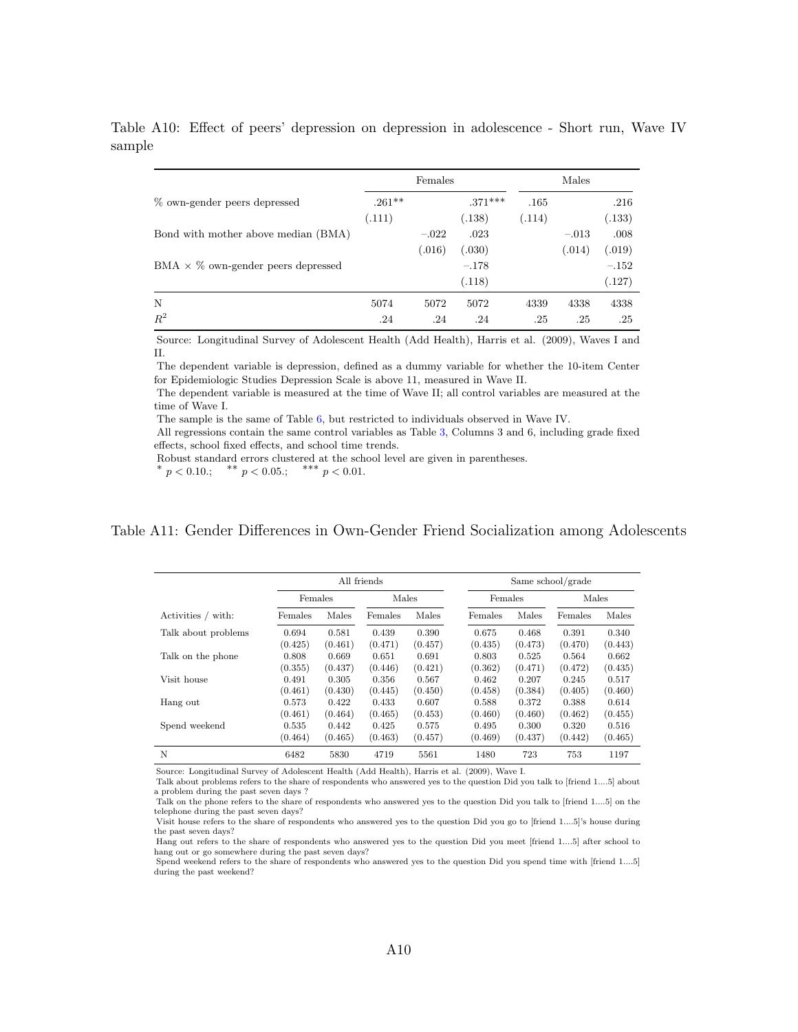Table A10: Effect of peers' depression on depression in adolescence - Short run, Wave IV sample

| | Females | | | Males | | |
|---|---|---|---|---|---|---|
| % own-gender peers depressed | .261** | | .371*** | .165 | | .216 |
| | (.111) | | (.138) | (.114) | | (.133) |
| Bond with mother above median (BMA) | | −.022 | .023 | | −.013 | .008 |
| | | (.016) | (.030) | | (.014) | (.019) |
| BMA × % own-gender peers depressed | | | −.178 | | | −.152 |
| | | | (.118) | | | (.127) |
| N | 5074 | 5072 | 5072 | 4339 | 4338 | 4338 |
| $R^2$ | .24 | .24 | .24 | .25 | .25 | .25 |

Source: Longitudinal Survey of Adolescent Health (Add Health), Harris et al. (2009), Waves I and II.
The dependent variable is depression, defined as a dummy variable for whether the 10-item Center for Epidemiologic Studies Depression Scale is above 11, measured in Wave II.
The dependent variable is measured at the time of Wave II; all control variables are measured at the time of Wave I.
The sample is the same of Table 6, but restricted to individuals observed in Wave IV.
All regressions contain the same control variables as Table 3, Columns 3 and 6, including grade fixed effects, school fixed effects, and school time trends.
Robust standard errors clustered at the school level are given in parentheses.
* $p < 0.10$.; ** $p < 0.05$.; *** $p < 0.01$.

Table A11: Gender Differences in Own-Gender Friend Socialization among Adolescents

| | All friends | | | | Same school/grade | | | |
|---|---|---|---|---|---|---|---|---|
| | Females | | Males | | Females | | Males | |
| Activities / with: | Females | Males | Females | Males | Females | Males | Females | Males |
| Talk about problems | 0.694 | 0.581 | 0.439 | 0.390 | 0.675 | 0.468 | 0.391 | 0.340 |
| | (0.425) | (0.461) | (0.471) | (0.457) | (0.435) | (0.473) | (0.470) | (0.443) |
| Talk on the phone | 0.808 | 0.669 | 0.651 | 0.691 | 0.803 | 0.525 | 0.564 | 0.662 |
| | (0.355) | (0.437) | (0.446) | (0.421) | (0.362) | (0.471) | (0.472) | (0.435) |
| Visit house | 0.491 | 0.305 | 0.356 | 0.567 | 0.462 | 0.207 | 0.245 | 0.517 |
| | (0.461) | (0.430) | (0.445) | (0.450) | (0.458) | (0.384) | (0.405) | (0.460) |
| Hang out | 0.573 | 0.422 | 0.433 | 0.607 | 0.588 | 0.372 | 0.388 | 0.614 |
| | (0.461) | (0.464) | (0.465) | (0.453) | (0.460) | (0.460) | (0.462) | (0.455) |
| Spend weekend | 0.535 | 0.442 | 0.425 | 0.575 | 0.495 | 0.300 | 0.320 | 0.516 |
| | (0.464) | (0.465) | (0.463) | (0.457) | (0.469) | (0.437) | (0.442) | (0.465) |
| N | 6482 | 5830 | 4719 | 5561 | 1480 | 723 | 753 | 1197 |

Source: Longitudinal Survey of Adolescent Health (Add Health), Harris et al. (2009), Wave I.
Talk about problems refers to the share of respondents who answered yes to the question Did you talk to [friend 1....5] about a problem during the past seven days ?
Talk on the phone refers to the share of respondents who answered yes to the question Did you talk to [friend 1....5] on the telephone during the past seven days?
Visit house refers to the share of respondents who answered yes to the question Did you go to [friend 1....5]'s house during the past seven days?
Hang out refers to the share of respondents who answered yes to the question Did you meet [friend 1....5] after school to hang out or go somewhere during the past seven days?
Spend weekend refers to the share of respondents who answered yes to the question Did you spend time with [friend 1....5] during the past weekend?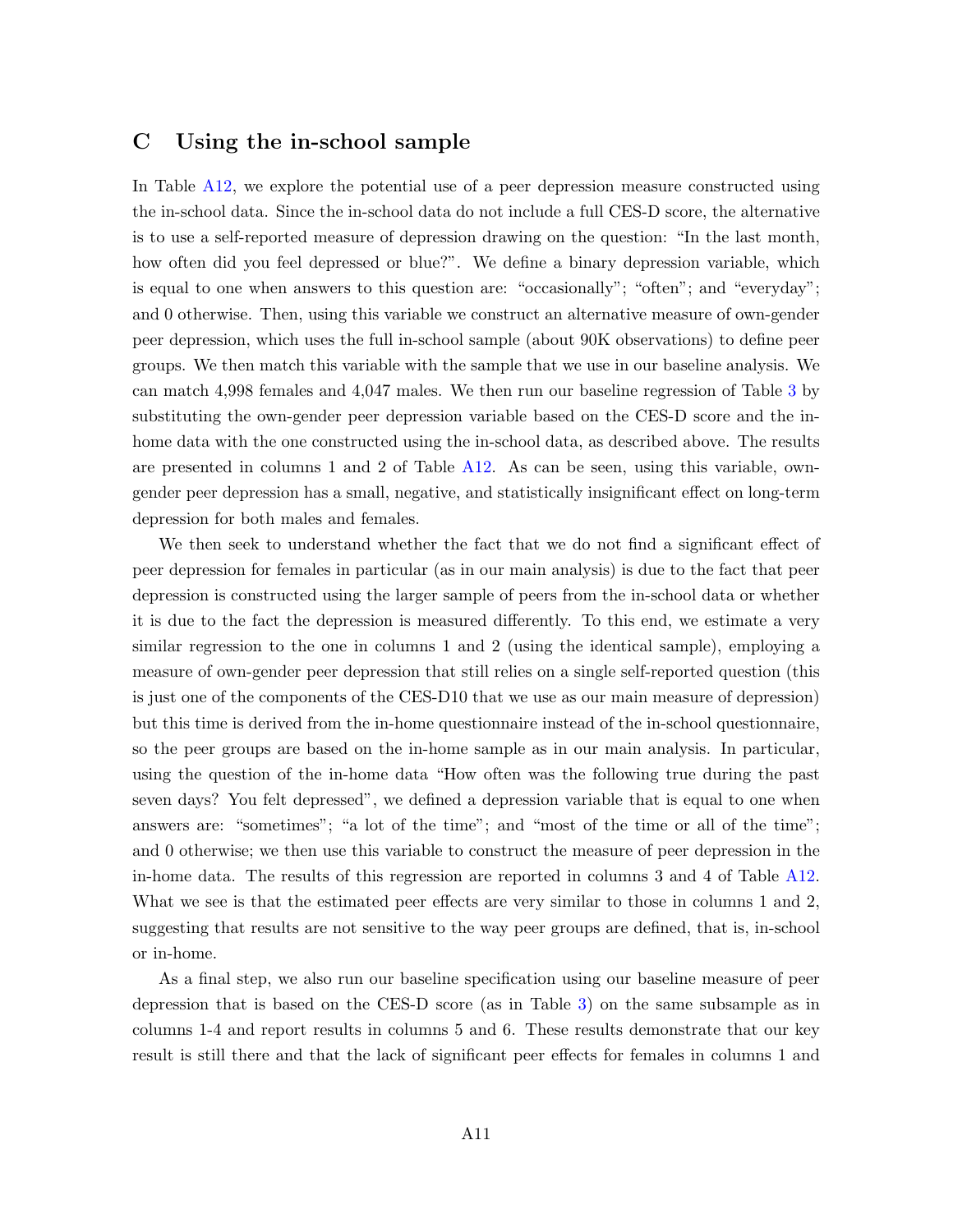## C Using the in-school sample

In Table A12, we explore the potential use of a peer depression measure constructed using the in-school data. Since the in-school data do not include a full CES-D score, the alternative is to use a self-reported measure of depression drawing on the question: "In the last month, how often did you feel depressed or blue?". We define a binary depression variable, which is equal to one when answers to this question are: "occasionally"; "often"; and "everyday"; and 0 otherwise. Then, using this variable we construct an alternative measure of own-gender peer depression, which uses the full in-school sample (about 90K observations) to define peer groups. We then match this variable with the sample that we use in our baseline analysis. We can match 4,998 females and 4,047 males. We then run our baseline regression of Table 3 by substituting the own-gender peer depression variable based on the CES-D score and the in-home data with the one constructed using the in-school data, as described above. The results are presented in columns 1 and 2 of Table A12. As can be seen, using this variable, own-gender peer depression has a small, negative, and statistically insignificant effect on long-term depression for both males and females.

We then seek to understand whether the fact that we do not find a significant effect of peer depression for females in particular (as in our main analysis) is due to the fact that peer depression is constructed using the larger sample of peers from the in-school data or whether it is due to the fact the depression is measured differently. To this end, we estimate a very similar regression to the one in columns 1 and 2 (using the identical sample), employing a measure of own-gender peer depression that still relies on a single self-reported question (this is just one of the components of the CES-D10 that we use as our main measure of depression) but this time is derived from the in-home questionnaire instead of the in-school questionnaire, so the peer groups are based on the in-home sample as in our main analysis. In particular, using the question of the in-home data "How often was the following true during the past seven days? You felt depressed", we defined a depression variable that is equal to one when answers are: "sometimes"; "a lot of the time"; and "most of the time or all of the time"; and 0 otherwise; we then use this variable to construct the measure of peer depression in the in-home data. The results of this regression are reported in columns 3 and 4 of Table A12. What we see is that the estimated peer effects are very similar to those in columns 1 and 2, suggesting that results are not sensitive to the way peer groups are defined, that is, in-school or in-home.

As a final step, we also run our baseline specification using our baseline measure of peer depression that is based on the CES-D score (as in Table 3) on the same subsample as in columns 1-4 and report results in columns 5 and 6. These results demonstrate that our key result is still there and that the lack of significant peer effects for females in columns 1 and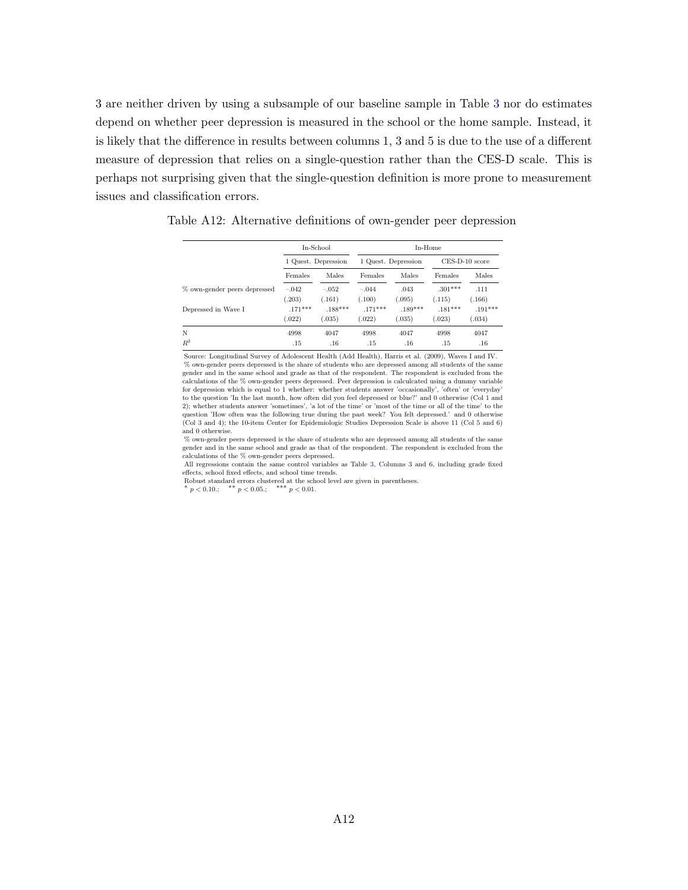3 are neither driven by using a subsample of our baseline sample in Table 3 nor do estimates depend on whether peer depression is measured in the school or the home sample. Instead, it is likely that the difference in results between columns 1, 3 and 5 is due to the use of a different measure of depression that relies on a single-question rather than the CES-D scale. This is perhaps not surprising given that the single-question definition is more prone to measurement issues and classification errors.

Table A12: Alternative definitions of own-gender peer depression

| | In-School | | In-Home | | | |
|---|---|---|---|---|---|---|
| | 1 Quest. Depression | | 1 Quest. Depression | | CES-D-10 score | |
| | Females | Males | Females | Males | Females | Males |
| % own-gender peers depressed | −.042 | −.052 | −.044 | .043 | .301*** | .111 |
| | (.203) | (.161) | (.100) | (.095) | (.115) | (.166) |
| Depressed in Wave I | .171*** | .188*** | .171*** | .189*** | .181*** | .191*** |
| | (.022) | (.035) | (.022) | (.035) | (.023) | (.034) |
| N | 4998 | 4047 | 4998 | 4047 | 4998 | 4047 |
| $R^2$ | .15 | .16 | .15 | .16 | .15 | .16 |

Source: Longitudinal Survey of Adolescent Health (Add Health), Harris et al. (2009), Waves I and IV.
% own-gender peers depressed is the share of students who are depressed among all students of the same gender and in the same school and grade as that of the respondent. The respondent is excluded from the calculations of the % own-gender peers depressed. Peer depression is calculcated using a dummy variable for depression which is equal to 1 whether: whether students answer 'occasionally', 'often' or 'everyday' to the question 'In the last month, how often did you feel depressed or blue?' and 0 otherwise (Col 1 and 2); whether students answer 'sometimes', 'a lot of the time' or 'most of the time or all of the time' to the question 'How often was the following true during the past week? You felt depressed.' and 0 otherwise (Col 3 and 4); the 10-item Center for Epidemiologic Studies Depression Scale is above 11 (Col 5 and 6) and 0 otherwise.
% own-gender peers depressed is the share of students who are depressed among all students of the same gender and in the same school and grade as that of the respondent. The respondent is excluded from the calculations of the % own-gender peers depressed.
All regressions contain the same control variables as Table 3, Columns 3 and 6, including grade fixed effects, school fixed effects, and school time trends.
Robust standard errors clustered at the school level are given in parentheses.
* $p < 0.10$.; ** $p < 0.05$.; *** $p < 0.01$.